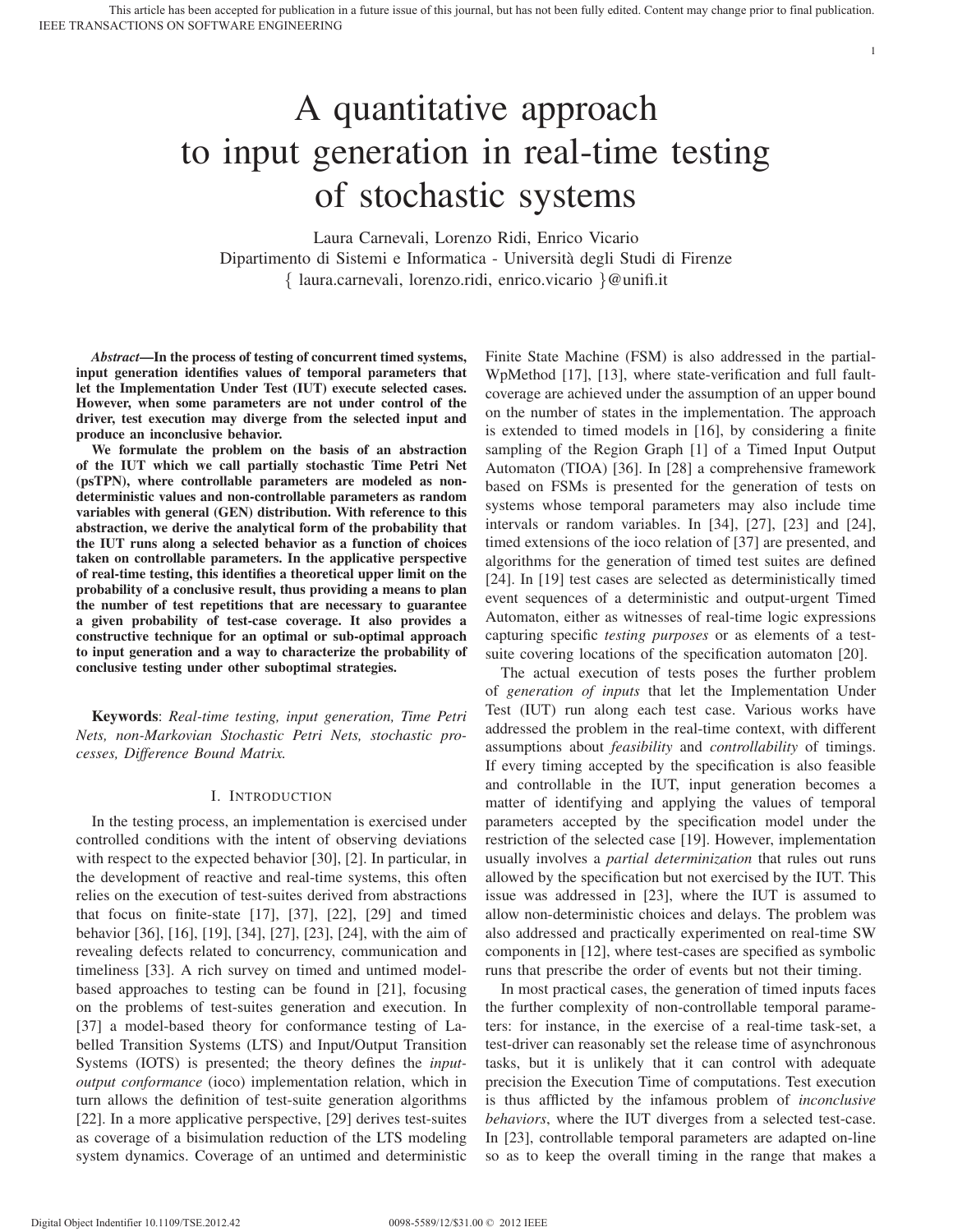# A quantitative approach to input generation in real-time testing of stochastic systems

Laura Carnevali, Lorenzo Ridi, Enrico Vicario
Dipartimento di Sistemi e Informatica - Università degli Studi di Firenze
{ laura.carnevali, lorenzo.ridi, enrico.vicario }@unifi.it

***Abstract*—In the process of testing of concurrent timed systems, input generation identifies values of temporal parameters that let the Implementation Under Test (IUT) execute selected cases. However, when some parameters are not under control of the driver, test execution may diverge from the selected input and produce an inconclusive behavior.**

**We formulate the problem on the basis of an abstraction of the IUT which we call partially stochastic Time Petri Net (psTPN), where controllable parameters are modeled as non-deterministic values and non-controllable parameters as random variables with general (GEN) distribution. With reference to this abstraction, we derive the analytical form of the probability that the IUT runs along a selected behavior as a function of choices taken on controllable parameters. In the applicative perspective of real-time testing, this identifies a theoretical upper limit on the probability of a conclusive result, thus providing a means to plan the number of test repetitions that are necessary to guarantee a given probability of test-case coverage. It also provides a constructive technique for an optimal or sub-optimal approach to input generation and a way to characterize the probability of conclusive testing under other suboptimal strategies.**

**Keywords**: *Real-time testing, input generation, Time Petri Nets, non-Markovian Stochastic Petri Nets, stochastic processes, Difference Bound Matrix.*

## I. Introduction

In the testing process, an implementation is exercised under controlled conditions with the intent of observing deviations with respect to the expected behavior [30], [2]. In particular, in the development of reactive and real-time systems, this often relies on the execution of test-suites derived from abstractions that focus on finite-state [17], [37], [22], [29] and timed behavior [36], [16], [19], [34], [27], [23], [24], with the aim of revealing defects related to concurrency, communication and timeliness [33]. A rich survey on timed and untimed model-based approaches to testing can be found in [21], focusing on the problems of test-suites generation and execution. In [37] a model-based theory for conformance testing of Labelled Transition Systems (LTS) and Input/Output Transition Systems (IOTS) is presented; the theory defines the *input-output conformance* (ioco) implementation relation, which in turn allows the definition of test-suite generation algorithms [22]. In a more applicative perspective, [29] derives test-suites as coverage of a bisimulation reduction of the LTS modeling system dynamics. Coverage of an untimed and deterministic Finite State Machine (FSM) is also addressed in the partial-WpMethod [17], [13], where state-verification and full fault-coverage are achieved under the assumption of an upper bound on the number of states in the implementation. The approach is extended to timed models in [16], by considering a finite sampling of the Region Graph [1] of a Timed Input Output Automaton (TIOA) [36]. In [28] a comprehensive framework based on FSMs is presented for the generation of tests on systems whose temporal parameters may also include time intervals or random variables. In [34], [27], [23] and [24], timed extensions of the ioco relation of [37] are presented, and algorithms for the generation of timed test suites are defined [24]. In [19] test cases are selected as deterministically timed event sequences of a deterministic and output-urgent Timed Automaton, either as witnesses of real-time logic expressions capturing specific *testing purposes* or as elements of a test-suite covering locations of the specification automaton [20].

The actual execution of tests poses the further problem of *generation of inputs* that let the Implementation Under Test (IUT) run along each test case. Various works have addressed the problem in the real-time context, with different assumptions about *feasibility* and *controllability* of timings. If every timing accepted by the specification is also feasible and controllable in the IUT, input generation becomes a matter of identifying and applying the values of temporal parameters accepted by the specification model under the restriction of the selected case [19]. However, implementation usually involves a *partial determinization* that rules out runs allowed by the specification but not exercised by the IUT. This issue was addressed in [23], where the IUT is assumed to allow non-deterministic choices and delays. The problem was also addressed and practically experimented on real-time SW components in [12], where test-cases are specified as symbolic runs that prescribe the order of events but not their timing.

In most practical cases, the generation of timed inputs faces the further complexity of non-controllable temporal parameters: for instance, in the exercise of a real-time task-set, a test-driver can reasonably set the release time of asynchronous tasks, but it is unlikely that it can control with adequate precision the Execution Time of computations. Test execution is thus afflicted by the infamous problem of *inconclusive behaviors*, where the IUT diverges from a selected test-case. In [23], controllable temporal parameters are adapted on-line so as to keep the overall timing in the range that makes a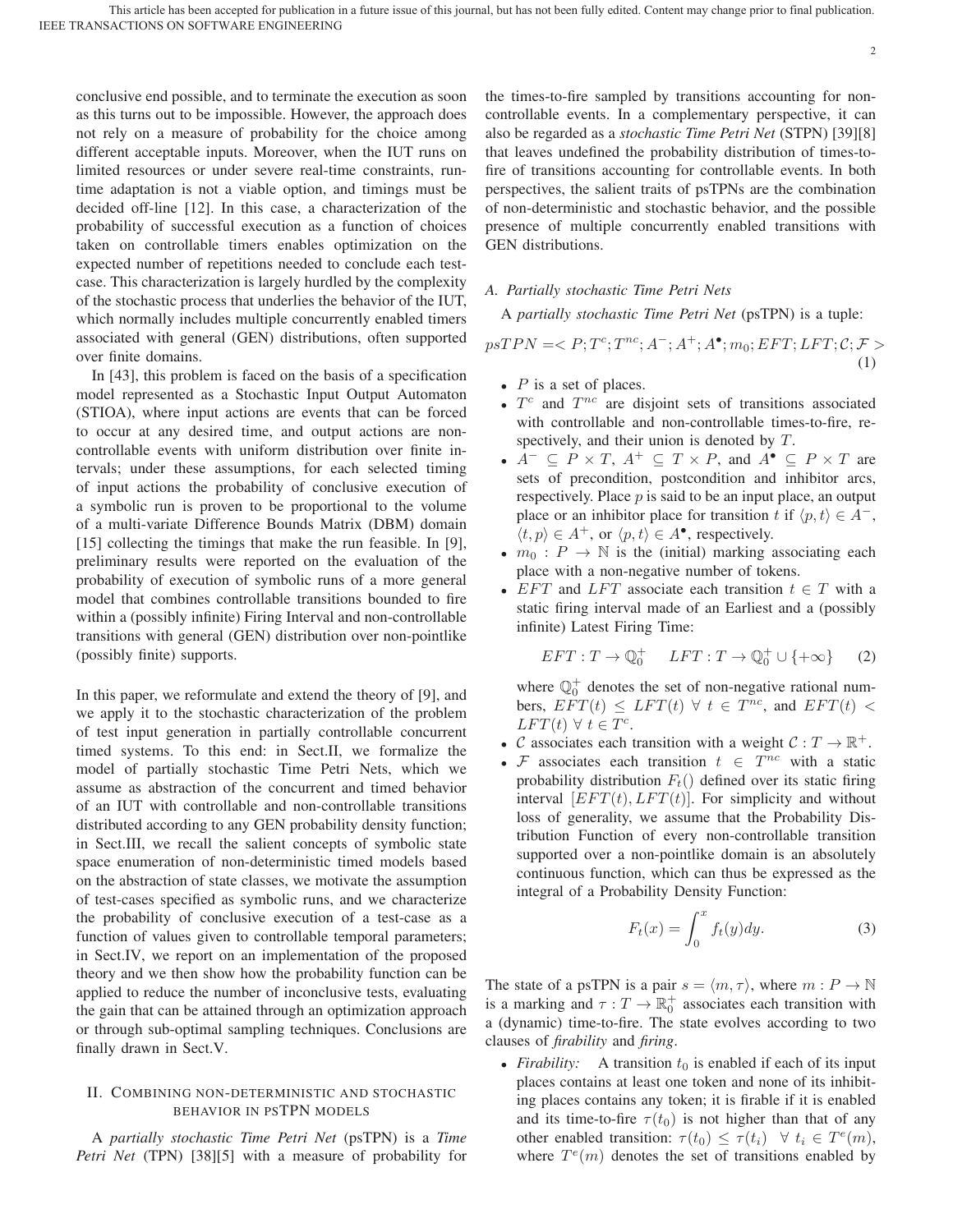conclusive end possible, and to terminate the execution as soon as this turns out to be impossible. However, the approach does not rely on a measure of probability for the choice among different acceptable inputs. Moreover, when the IUT runs on limited resources or under severe real-time constraints, run-time adaptation is not a viable option, and timings must be decided off-line [12]. In this case, a characterization of the probability of successful execution as a function of choices taken on controllable timers enables optimization on the expected number of repetitions needed to conclude each test-case. This characterization is largely hurdled by the complexity of the stochastic process that underlies the behavior of the IUT, which normally includes multiple concurrently enabled timers associated with general (GEN) distributions, often supported over finite domains.

In [43], this problem is faced on the basis of a specification model represented as a Stochastic Input Output Automaton (STIOA), where input actions are events that can be forced to occur at any desired time, and output actions are non-controllable events with uniform distribution over finite intervals; under these assumptions, for each selected timing of input actions the probability of conclusive execution of a symbolic run is proven to be proportional to the volume of a multi-variate Difference Bounds Matrix (DBM) domain [15] collecting the timings that make the run feasible. In [9], preliminary results were reported on the evaluation of the probability of execution of symbolic runs of a more general model that combines controllable transitions bounded to fire within a (possibly infinite) Firing Interval and non-controllable transitions with general (GEN) distribution over non-pointlike (possibly finite) supports.

In this paper, we reformulate and extend the theory of [9], and we apply it to the stochastic characterization of the problem of test input generation in partially controllable concurrent timed systems. To this end: in Sect.II, we formalize the model of partially stochastic Time Petri Nets, which we assume as abstraction of the concurrent and timed behavior of an IUT with controllable and non-controllable transitions distributed according to any GEN probability density function; in Sect.III, we recall the salient concepts of symbolic state space enumeration of non-deterministic timed models based on the abstraction of state classes, we motivate the assumption of test-cases specified as symbolic runs, and we characterize the probability of conclusive execution of a test-case as a function of values given to controllable temporal parameters; in Sect.IV, we report on an implementation of the proposed theory and we then show how the probability function can be applied to reduce the number of inconclusive tests, evaluating the gain that can be attained through an optimization approach or through sub-optimal sampling techniques. Conclusions are finally drawn in Sect.V.

## II. Combining non-deterministic and stochastic behavior in psTPN models

A *partially stochastic Time Petri Net* (psTPN) is a *Time Petri Net* (TPN) [38][5] with a measure of probability for the times-to-fire sampled by transitions accounting for non-controllable events. In a complementary perspective, it can also be regarded as a *stochastic Time Petri Net* (STPN) [39][8] that leaves undefined the probability distribution of times-to-fire of transitions accounting for controllable events. In both perspectives, the salient traits of psTPNs are the combination of non-deterministic and stochastic behavior, and the possible presence of multiple concurrently enabled transitions with GEN distributions.

### A. Partially stochastic Time Petri Nets

A *partially stochastic Time Petri Net* (psTPN) is a tuple:

$$psTPN = < P; T^c; T^{nc}; A^-; A^+; A^\bullet; m_0; EFT; LFT; \mathcal{C}; \mathcal{F} > \tag{1}$$

- $P$ is a set of places.
- $T^c$ and $T^{nc}$ are disjoint sets of transitions associated with controllable and non-controllable times-to-fire, respectively, and their union is denoted by $T$.
- $A^- \subseteq P \times T$, $A^+ \subseteq T \times P$, and $A^\bullet \subseteq P \times T$ are sets of precondition, postcondition and inhibitor arcs, respectively. Place $p$ is said to be an input place, an output place or an inhibitor place for transition $t$ if $\langle p, t\rangle \in A^-$, $\langle t, p\rangle \in A^+$, or $\langle p, t\rangle \in A^\bullet$, respectively.
- $m_0 : P \to \mathbb{N}$ is the (initial) marking associating each place with a non-negative number of tokens.
- $EFT$ and $LFT$ associate each transition $t \in T$ with a static firing interval made of an Earliest and a (possibly infinite) Latest Firing Time:

$$EFT : T \to \mathbb{Q}_0^+ \qquad LFT : T \to \mathbb{Q}_0^+ \cup \{+\infty\} \tag{2}$$

  where $\mathbb{Q}_0^+$ denotes the set of non-negative rational numbers, $EFT(t) \leq LFT(t) \ \forall \ t \in T^{nc}$, and $EFT(t) < LFT(t) \ \forall \ t \in T^c$.
- $\mathcal{C}$ associates each transition with a weight $\mathcal{C} : T \to \mathbb{R}^+$.
- $\mathcal{F}$ associates each transition $t \in T^{nc}$ with a static probability distribution $F_t()$ defined over its static firing interval $[EFT(t), LFT(t)]$. For simplicity and without loss of generality, we assume that the Probability Distribution Function of every non-controllable transition supported over a non-pointlike domain is an absolutely continuous function, which can thus be expressed as the integral of a Probability Density Function:

$$F_t(x) = \int_0^x f_t(y)dy. \tag{3}$$

The state of a psTPN is a pair $s = \langle m, \tau\rangle$, where $m : P \to \mathbb{N}$ is a marking and $\tau : T \to \mathbb{R}_0^+$ associates each transition with a (dynamic) time-to-fire. The state evolves according to two clauses of *firability* and *firing*.

- *Firability:* A transition $t_0$ is enabled if each of its input places contains at least one token and none of its inhibiting places contains any token; it is firable if it is enabled and its time-to-fire $\tau(t_0)$ is not higher than that of any other enabled transition: $\tau(t_0) \leq \tau(t_i) \ \ \forall \ t_i \in T^e(m)$, where $T^e(m)$ denotes the set of transitions enabled by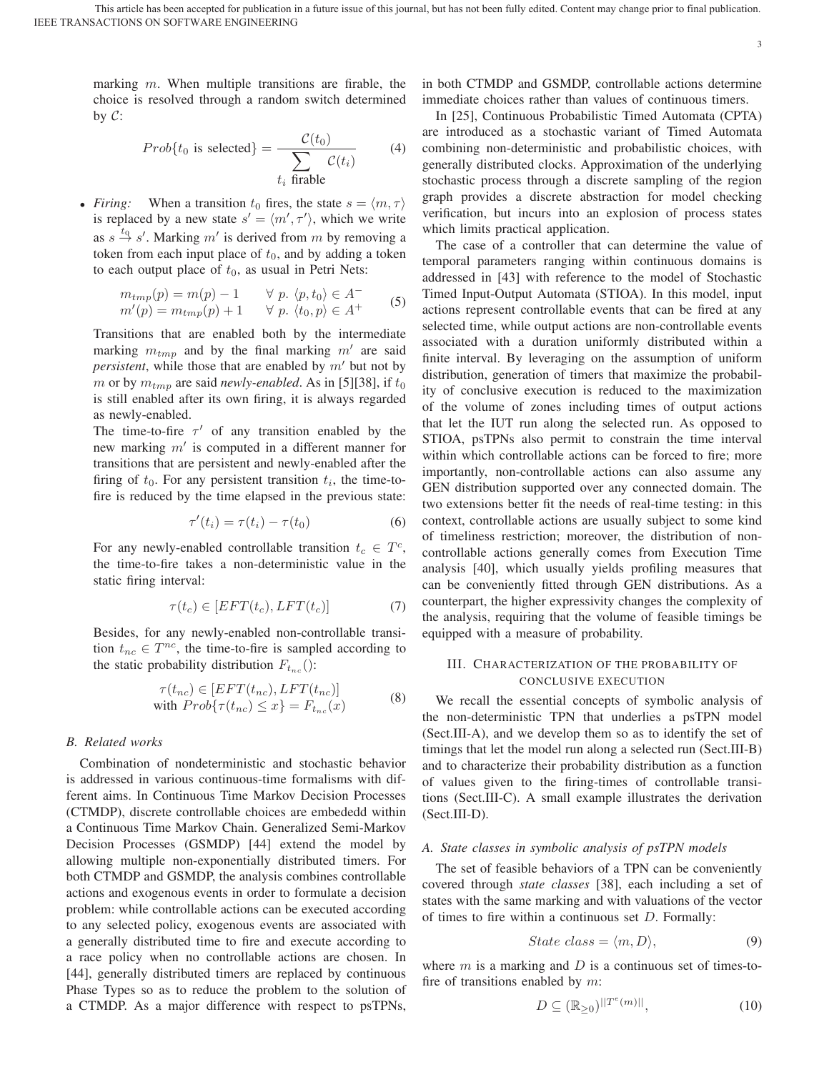marking $m$. When multiple transitions are firable, the choice is resolved through a random switch determined by $\mathcal{C}$:

$$Prob\{t_0 \text{ is selected}\} = \frac{\mathcal{C}(t_0)}{\sum_{t_i \text{ firable}} \mathcal{C}(t_i)} \tag{4}$$

- *Firing:* When a transition $t_0$ fires, the state $s = \langle m, \tau \rangle$ is replaced by a new state $s' = \langle m', \tau' \rangle$, which we write as $s \xrightarrow{t_0} s'$. Marking $m'$ is derived from $m$ by removing a token from each input place of $t_0$, and by adding a token to each output place of $t_0$, as usual in Petri Nets:

$$\begin{array}{ll} m_{tmp}(p) = m(p) - 1 & \forall\ p.\ \langle p, t_0 \rangle \in A^- \\ m'(p) = m_{tmp}(p) + 1 & \forall\ p.\ \langle t_0, p \rangle \in A^+ \end{array} \tag{5}$$

Transitions that are enabled both by the intermediate marking $m_{tmp}$ and by the final marking $m'$ are said *persistent*, while those that are enabled by $m'$ but not by $m$ or by $m_{tmp}$ are said *newly-enabled*. As in [5][38], if $t_0$ is still enabled after its own firing, it is always regarded as newly-enabled.

The time-to-fire $\tau'$ of any transition enabled by the new marking $m'$ is computed in a different manner for transitions that are persistent and newly-enabled after the firing of $t_0$. For any persistent transition $t_i$, the time-to-fire is reduced by the time elapsed in the previous state:

$$\tau'(t_i) = \tau(t_i) - \tau(t_0) \tag{6}$$

For any newly-enabled controllable transition $t_c \in T^c$, the time-to-fire takes a non-deterministic value in the static firing interval:

$$\tau(t_c) \in [EFT(t_c), LFT(t_c)] \tag{7}$$

Besides, for any newly-enabled non-controllable transition $t_{nc} \in T^{nc}$, the time-to-fire is sampled according to the static probability distribution $F_{t_{nc}}()$:

$$\begin{array}{c} \tau(t_{nc}) \in [EFT(t_{nc}), LFT(t_{nc})] \\ \text{with } Prob\{\tau(t_{nc}) \leq x\} = F_{t_{nc}}(x) \end{array} \tag{8}$$

## B. Related works

Combination of nondeterministic and stochastic behavior is addressed in various continuous-time formalisms with different aims. In Continuous Time Markov Decision Processes (CTMDP), discrete controllable choices are embededd within a Continuous Time Markov Chain. Generalized Semi-Markov Decision Processes (GSMDP) [44] extend the model by allowing multiple non-exponentially distributed timers. For both CTMDP and GSMDP, the analysis combines controllable actions and exogenous events in order to formulate a decision problem: while controllable actions can be executed according to any selected policy, exogenous events are associated with a generally distributed time to fire and execute according to a race policy when no controllable actions are chosen. In [44], generally distributed timers are replaced by continuous Phase Types so as to reduce the problem to the solution of a CTMDP. As a major difference with respect to psTPNs, in both CTMDP and GSMDP, controllable actions determine immediate choices rather than values of continuous timers.

In [25], Continuous Probabilistic Timed Automata (CPTA) are introduced as a stochastic variant of Timed Automata combining non-deterministic and probabilistic choices, with generally distributed clocks. Approximation of the underlying stochastic process through a discrete sampling of the region graph provides a discrete abstraction for model checking verification, but incurs into an explosion of process states which limits practical application.

The case of a controller that can determine the value of temporal parameters ranging within continuous domains is addressed in [43] with reference to the model of Stochastic Timed Input-Output Automata (STIOA). In this model, input actions represent controllable events that can be fired at any selected time, while output actions are non-controllable events associated with a duration uniformly distributed within a finite interval. By leveraging on the assumption of uniform distribution, generation of timers that maximize the probability of conclusive execution is reduced to the maximization of the volume of zones including times of output actions that let the IUT run along the selected run. As opposed to STIOA, psTPNs also permit to constrain the time interval within which controllable actions can be forced to fire; more importantly, non-controllable actions can also assume any GEN distribution supported over any connected domain. The two extensions better fit the needs of real-time testing: in this context, controllable actions are usually subject to some kind of timeliness restriction; moreover, the distribution of non-controllable actions generally comes from Execution Time analysis [40], which usually yields profiling measures that can be conveniently fitted through GEN distributions. As a counterpart, the higher expressivity changes the complexity of the analysis, requiring that the volume of feasible timings be equipped with a measure of probability.

# III. Characterization of the probability of conclusive execution

We recall the essential concepts of symbolic analysis of the non-deterministic TPN that underlies a psTPN model (Sect.III-A), and we develop them so as to identify the set of timings that let the model run along a selected run (Sect.III-B) and to characterize their probability distribution as a function of values given to the firing-times of controllable transitions (Sect.III-C). A small example illustrates the derivation (Sect.III-D).

## A. State classes in symbolic analysis of psTPN models

The set of feasible behaviors of a TPN can be conveniently covered through *state classes* [38], each including a set of states with the same marking and with valuations of the vector of times to fire within a continuous set $D$. Formally:

$$State\ class = \langle m, D \rangle, \tag{9}$$

where $m$ is a marking and $D$ is a continuous set of times-to-fire of transitions enabled by $m$:

$$D \subseteq (\mathbb{R}_{\geq 0})^{||T^e(m)||}, \tag{10}$$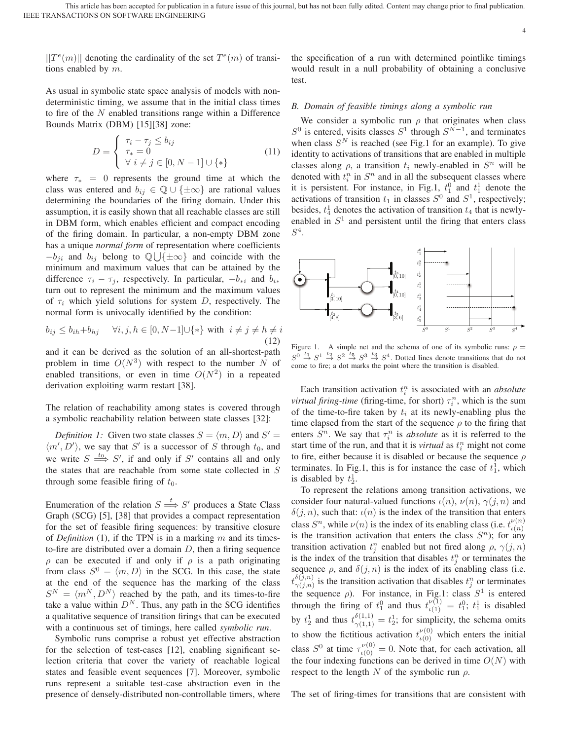$||T^e(m)||$ denoting the cardinality of the set $T^e(m)$ of transitions enabled by $m$.

As usual in symbolic state space analysis of models with nondeterministic timing, we assume that in the initial class times to fire of the $N$ enabled transitions range within a Difference Bounds Matrix (DBM) [15][38] zone:

$$D = \begin{cases} \tau_i - \tau_j \leq b_{ij} \\ \tau_* = 0 \\ \forall\ i \neq j \in [0, N-1] \cup \{*\} \end{cases} \tag{11}$$

where $\tau_* = 0$ represents the ground time at which the class was entered and $b_{ij} \in \mathbb{Q} \cup \{\pm\infty\}$ are rational values determining the boundaries of the firing domain. Under this assumption, it is easily shown that all reachable classes are still in DBM form, which enables efficient and compact encoding of the firing domain. In particular, a non-empty DBM zone has a unique *normal form* of representation where coefficients $-b_{ji}$ and $b_{ij}$ belong to $\mathbb{Q} \bigcup \{\pm\infty\}$ and coincide with the minimum and maximum values that can be attained by the difference $\tau_i - \tau_j$, respectively. In particular, $-b_{*i}$ and $b_{i*}$ turn out to represent the minimum and the maximum values of $\tau_i$ which yield solutions for system $D$, respectively. The normal form is univocally identified by the condition:

$$b_{ij} \leq b_{ih} + b_{hj} \quad \forall i, j, h \in [0, N-1] \cup \{*\} \text{ with } i \neq j \neq h \neq i \tag{12}$$

and it can be derived as the solution of an all-shortest-path problem in time $O(N^3)$ with respect to the number $N$ of enabled transitions, or even in time $O(N^2)$ in a repeated derivation exploiting warm restart [38].

The relation of reachability among states is covered through a symbolic reachability relation between state classes [32]:

*Definition 1:* Given two state classes $S = \langle m, D \rangle$ and $S' = \langle m', D' \rangle$, we say that $S'$ is a successor of $S$ through $t_0$, and we write $S \overset{t_0}{\Longrightarrow} S'$, if and only if $S'$ contains all and only the states that are reachable from some state collected in $S$ through some feasible firing of $t_0$.

Enumeration of the relation $S \overset{t}{\Longrightarrow} S'$ produces a State Class Graph (SCG) [5], [38] that provides a compact representation for the set of feasible firing sequences: by transitive closure of *Definition* (1), if the TPN is in a marking $m$ and its times-to-fire are distributed over a domain $D$, then a firing sequence $\rho$ can be executed if and only if $\rho$ is a path originating from class $S^0 = \langle m, D \rangle$ in the SCG. In this case, the state at the end of the sequence has the marking of the class $S^N = \langle m^N, D^N \rangle$ reached by the path, and its times-to-fire take a value within $D^N$. Thus, any path in the SCG identifies a qualitative sequence of transition firings that can be executed with a continuous set of timings, here called *symbolic run*.

Symbolic runs comprise a robust yet effective abstraction for the selection of test-cases [12], enabling significant selection criteria that cover the variety of reachable logical states and feasible event sequences [7]. Moreover, symbolic runs represent a suitable test-case abstraction even in the presence of densely-distributed non-controllable timers, where the specification of a run with determined pointlike timings would result in a null probability of obtaining a conclusive test.

### B. Domain of feasible timings along a symbolic run

We consider a symbolic run $\rho$ that originates when class $S^0$ is entered, visits classes $S^1$ through $S^{N-1}$, and terminates when class $S^N$ is reached (see Fig.1 for an example). To give identity to activations of transitions that are enabled in multiple classes along $\rho$, a transition $t_i$ newly-enabled in $S^n$ will be denoted with $t_i^n$ in $S^n$ and in all the subsequent classes where it is persistent. For instance, in Fig.1, $t_1^0$ and $t_1^1$ denote the activations of transition $t_1$ in classes $S^0$ and $S^1$, respectively; besides, $t_4^1$ denotes the activation of transition $t_4$ that is newly-enabled in $S^1$ and persistent until the firing that enters class $S^4$.

Figure 1. A simple net and the schema of one of its symbolic runs: $\rho = S^0 \overset{t_1}{\to} S^1 \overset{t_2}{\to} S^2 \overset{t_5}{\to} S^3 \overset{t_3}{\to} S^4$. Dotted lines denote transitions that do not come to fire; a dot marks the point where the transition is disabled.

Each transition activation $t_i^n$ is associated with an *absolute virtual firing-time* (firing-time, for short) $\tau_i^n$, which is the sum of the time-to-fire taken by $t_i$ at its newly-enabling plus the time elapsed from the start of the sequence $\rho$ to the firing that enters $S^n$. We say that $\tau_i^n$ is *absolute* as it is referred to the start time of the run, and that it is *virtual* as $t_i^n$ might not come to fire, either because it is disabled or because the sequence $\rho$ terminates. In Fig.1, this is for instance the case of $t_1^1$, which is disabled by $t_2^1$.

To represent the relations among transition activations, we consider four natural-valued functions $\iota(n)$, $\nu(n)$, $\gamma(j, n)$ and $\delta(j, n)$, such that: $\iota(n)$ is the index of the transition that enters class $S^n$, while $\nu(n)$ is the index of its enabling class (i.e. $t_{\iota(n)}^{\nu(n)}$ is the transition activation that enters the class $S^n$); for any transition activation $t_j^n$ enabled but not fired along $\rho$, $\gamma(j, n)$ is the index of the transition that disables $t_j^n$ or terminates the sequence $\rho$, and $\delta(j, n)$ is the index of its enabling class (i.e. $t_{\gamma(j,n)}^{\delta(j,n)}$ is the transition activation that disables $t_j^n$ or terminates the sequence $\rho$). For instance, in Fig.1: class $S^1$ is entered through the firing of $t_1^0$ and thus $t_{\iota(1)}^{\nu(1)} = t_1^0$; $t_1^1$ is disabled by $t_2^1$ and thus $t_{\gamma(1,1)}^{\delta(1,1)} = t_2^1$; for simplicity, the schema omits to show the fictitious activation $t_{\iota(0)}^{\nu(0)}$ which enters the initial class $S^0$ at time $\tau_{\iota(0)}^{\nu(0)} = 0$. Note that, for each activation, all the four indexing functions can be derived in time $O(N)$ with respect to the length $N$ of the symbolic run $\rho$.

The set of firing-times for transitions that are consistent with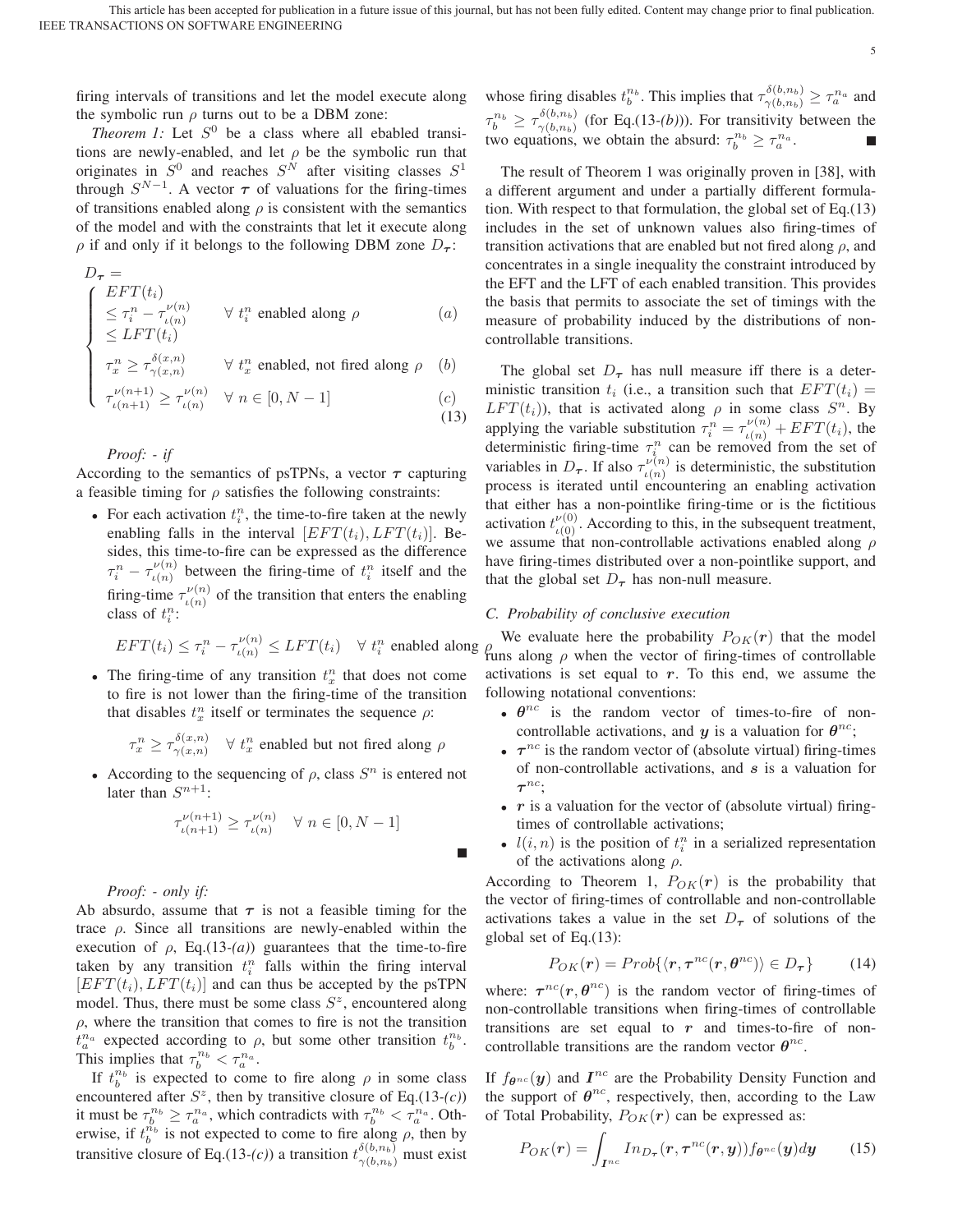firing intervals of transitions and let the model execute along the symbolic run $\rho$ turns out to be a DBM zone:

*Theorem 1:* Let $S^0$ be a class where all ebabled transitions are newly-enabled, and let $\rho$ be the symbolic run that originates in $S^0$ and reaches $S^N$ after visiting classes $S^1$ through $S^{N-1}$. A vector $\boldsymbol{\tau}$ of valuations for the firing-times of transitions enabled along $\rho$ is consistent with the semantics of the model and with the constraints that let it execute along $\rho$ if and only if it belongs to the following DBM zone $D_{\boldsymbol{\tau}}$:

$$
D_{\boldsymbol{\tau}} = \begin{cases} EFT(t_i) \\ \leq \tau_i^n - \tau_{\iota(n)}^{\nu(n)} \quad \forall\ t_i^n \text{ enabled along } \rho & (a) \\ \leq LFT(t_i) \\ \tau_x^n \geq \tau_{\gamma(x,n)}^{\delta(x,n)} \quad \forall\ t_x^n \text{ enabled, not fired along } \rho & (b) \\ \tau_{\iota(n+1)}^{\nu(n+1)} \geq \tau_{\iota(n)}^{\nu(n)} \quad \forall\ n \in [0, N-1] & (c) \end{cases} \tag{13}
$$

*Proof: - if*
According to the semantics of psTPNs, a vector $\boldsymbol{\tau}$ capturing a feasible timing for $\rho$ satisfies the following constraints:

- For each activation $t_i^n$, the time-to-fire taken at the newly enabling falls in the interval $[EFT(t_i), LFT(t_i)]$. Besides, this time-to-fire can be expressed as the difference $\tau_i^n - \tau_{\iota(n)}^{\nu(n)}$ between the firing-time of $t_i^n$ itself and the firing-time $\tau_{\iota(n)}^{\nu(n)}$ of the transition that enters the enabling class of $t_i^n$:

$$EFT(t_i) \leq \tau_i^n - \tau_{\iota(n)}^{\nu(n)} \leq LFT(t_i) \quad \forall\ t_i^n \text{ enabled along } \rho$$

- The firing-time of any transition $t_x^n$ that does not come to fire is not lower than the firing-time of the transition that disables $t_x^n$ itself or terminates the sequence $\rho$:

$$\tau_x^n \geq \tau_{\gamma(x,n)}^{\delta(x,n)} \quad \forall\ t_x^n \text{ enabled but not fired along } \rho$$

- According to the sequencing of $\rho$, class $S^n$ is entered not later than $S^{n+1}$:

$$\tau_{\iota(n+1)}^{\nu(n+1)} \geq \tau_{\iota(n)}^{\nu(n)} \quad \forall\ n \in [0, N-1]$$

■

*Proof: - only if:*
Ab absurdo, assume that $\boldsymbol{\tau}$ is not a feasible timing for the trace $\rho$. Since all transitions are newly-enabled within the execution of $\rho$, Eq.(13-*(a)*) guarantees that the time-to-fire taken by any transition $t_i^n$ falls within the firing interval $[EFT(t_i), LFT(t_i)]$ and can thus be accepted by the psTPN model. Thus, there must be some class $S^z$, encountered along $\rho$, where the transition that comes to fire is not the transition $t_a^{n_a}$ expected according to $\rho$, but some other transition $t_b^{n_b}$. This implies that $\tau_b^{n_b} < \tau_a^{n_a}$.

If $t_b^{n_b}$ is expected to come to fire along $\rho$ in some class encountered after $S^z$, then by transitive closure of Eq.(13-*(c)*) it must be $\tau_b^{n_b} \geq \tau_a^{n_a}$, which contradicts with $\tau_b^{n_b} < \tau_a^{n_a}$. Otherwise, if $t_b^{n_b}$ is not expected to come to fire along $\rho$, then by transitive closure of Eq.(13-*(c)*) a transition $t_{\gamma(b,n_b)}^{\delta(b,n_b)}$ must exist whose firing disables $t_b^{n_b}$. This implies that $\tau_{\gamma(b,n_b)}^{\delta(b,n_b)} \geq \tau_a^{n_a}$ and $\tau_b^{n_b} \geq \tau_{\gamma(b,n_b)}^{\delta(b,n_b)}$ (for Eq.(13-*(b)*)). For transitivity between the two equations, we obtain the absurd: $\tau_b^{n_b} \geq \tau_a^{n_a}$. ■

The result of Theorem 1 was originally proven in [38], with a different argument and under a partially different formulation. With respect to that formulation, the global set of Eq.(13) includes in the set of unknown values also firing-times of transition activations that are enabled but not fired along $\rho$, and concentrates in a single inequality the constraint introduced by the EFT and the LFT of each enabled transition. This provides the basis that permits to associate the set of timings with the measure of probability induced by the distributions of non-controllable transitions.

The global set $D_{\boldsymbol{\tau}}$ has null measure iff there is a deterministic transition $t_i$ (i.e., a transition such that $EFT(t_i) = LFT(t_i)$), that is activated along $\rho$ in some class $S^n$. By applying the variable substitution $\tau_i^n = \tau_{\iota(n)}^{\nu(n)} + EFT(t_i)$, the deterministic firing-time $\tau_i^n$ can be removed from the set of variables in $D_{\boldsymbol{\tau}}$. If also $\tau_{\iota(n)}^{\nu(n)}$ is deterministic, the substitution process is iterated until encountering an enabling activation that either has a non-pointlike firing-time or is the fictitious activation $t_{\iota(0)}^{\nu(0)}$. According to this, in the subsequent treatment, we assume that non-controllable activations enabled along $\rho$ have firing-times distributed over a non-pointlike support, and that the global set $D_{\boldsymbol{\tau}}$ has non-null measure.

### C. Probability of conclusive execution

We evaluate here the probability $P_{OK}(\boldsymbol{r})$ that the model runs along $\rho$ when the vector of firing-times of controllable activations is set equal to $\boldsymbol{r}$. To this end, we assume the following notational conventions:

- $\boldsymbol{\theta}^{nc}$ is the random vector of times-to-fire of non-controllable activations, and $\boldsymbol{y}$ is a valuation for $\boldsymbol{\theta}^{nc}$;
- $\boldsymbol{\tau}^{nc}$ is the random vector of (absolute virtual) firing-times of non-controllable activations, and $\boldsymbol{s}$ is a valuation for $\boldsymbol{\tau}^{nc}$;
- $\boldsymbol{r}$ is a valuation for the vector of (absolute virtual) firing-times of controllable activations;
- $l(i,n)$ is the position of $t_i^n$ in a serialized representation of the activations along $\rho$.

According to Theorem 1, $P_{OK}(\boldsymbol{r})$ is the probability that the vector of firing-times of controllable and non-controllable activations takes a value in the set $D_{\boldsymbol{\tau}}$ of solutions of the global set of Eq.(13):

$$P_{OK}(\boldsymbol{r}) = Prob\{\langle \boldsymbol{r}, \boldsymbol{\tau}^{nc}(\boldsymbol{r}, \boldsymbol{\theta}^{nc})\rangle \in D_{\boldsymbol{\tau}}\} \tag{14}$$

where: $\boldsymbol{\tau}^{nc}(\boldsymbol{r}, \boldsymbol{\theta}^{nc})$ is the random vector of firing-times of non-controllable transitions when firing-times of controllable transitions are set equal to $\boldsymbol{r}$ and times-to-fire of non-controllable transitions are the random vector $\boldsymbol{\theta}^{nc}$.

If $f_{\boldsymbol{\theta}^{nc}}(\boldsymbol{y})$ and $\boldsymbol{I}^{nc}$ are the Probability Density Function and the support of $\boldsymbol{\theta}^{nc}$, respectively, then, according to the Law of Total Probability, $P_{OK}(\boldsymbol{r})$ can be expressed as:

$$P_{OK}(\boldsymbol{r}) = \int_{\boldsymbol{I}^{nc}} In_{D_{\boldsymbol{\tau}}}(\boldsymbol{r}, \boldsymbol{\tau}^{nc}(\boldsymbol{r}, \boldsymbol{y})) f_{\boldsymbol{\theta}^{nc}}(\boldsymbol{y}) d\boldsymbol{y} \tag{15}$$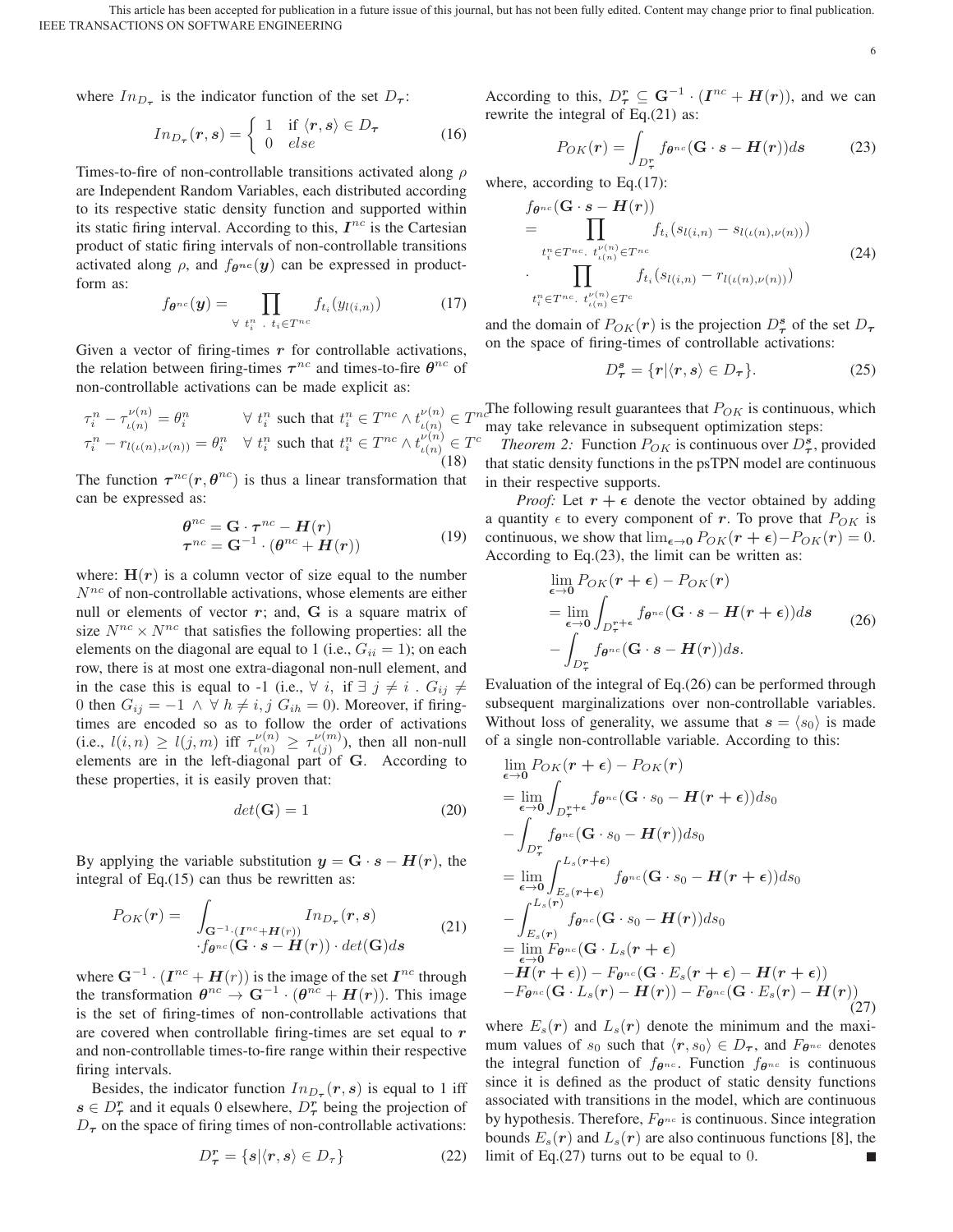where $In_{D_{\boldsymbol{\tau}}}$ is the indicator function of the set $D_{\boldsymbol{\tau}}$:

$$
In_{D_{\boldsymbol{\tau}}}(\boldsymbol{r}, \boldsymbol{s}) = \begin{cases} 1 & \text{if } \langle \boldsymbol{r}, \boldsymbol{s} \rangle \in D_{\boldsymbol{\tau}} \\ 0 & else \end{cases} \tag{16}
$$

Times-to-fire of non-controllable transitions activated along $\rho$ are Independent Random Variables, each distributed according to its respective static density function and supported within its static firing interval. According to this, $\boldsymbol{I}^{nc}$ is the Cartesian product of static firing intervals of non-controllable transitions activated along $\rho$, and $f_{\boldsymbol{\theta}^{nc}}(\boldsymbol{y})$ can be expressed in product-form as:

$$
f_{\boldsymbol{\theta}^{nc}}(\boldsymbol{y}) = \prod_{\forall\ t_i^n\ .\ t_i \in T^{nc}} f_{t_i}(y_{l(i,n)}) \tag{17}
$$

Given a vector of firing-times $\boldsymbol{r}$ for controllable activations, the relation between firing-times $\boldsymbol{\tau}^{nc}$ and times-to-fire $\boldsymbol{\theta}^{nc}$ of non-controllable activations can be made explicit as:

$$
\begin{aligned}
\tau_i^n - \tau_{\iota(n)}^{\nu(n)} = \theta_i^n \quad & \forall\ t_i^n \text{ such that } t_i^n \in T^{nc} \wedge t_{\iota(n)}^{\nu(n)} \in T^{nc} \\
\tau_i^n - r_{l(\iota(n),\nu(n))} = \theta_i^n \quad & \forall\ t_i^n \text{ such that } t_i^n \in T^{nc} \wedge t_{\iota(n)}^{\nu(n)} \in T^{c}
\end{aligned} \tag{18}
$$

The function $\boldsymbol{\tau}^{nc}(\boldsymbol{r}, \boldsymbol{\theta}^{nc})$ is thus a linear transformation that can be expressed as:

$$
\begin{aligned}
\boldsymbol{\theta}^{nc} &= \mathbf{G} \cdot \boldsymbol{\tau}^{nc} - \boldsymbol{H}(\boldsymbol{r}) \\
\boldsymbol{\tau}^{nc} &= \mathbf{G}^{-1} \cdot (\boldsymbol{\theta}^{nc} + \boldsymbol{H}(\boldsymbol{r}))
\end{aligned} \tag{19}
$$

where: $\mathbf{H}(\boldsymbol{r})$ is a column vector of size equal to the number $N^{nc}$ of non-controllable activations, whose elements are either null or elements of vector $\boldsymbol{r}$; and, $\mathbf{G}$ is a square matrix of size $N^{nc} \times N^{nc}$ that satisfies the following properties: all the elements on the diagonal are equal to 1 (i.e., $G_{ii} = 1$); on each row, there is at most one extra-diagonal non-null element, and in the case this is equal to -1 (i.e., $\forall\ i$, if $\exists\ j \neq i\ .\ G_{ij} \neq 0$ then $G_{ij} = -1\ \wedge\ \forall\ h \neq i, j\ G_{ih} = 0$). Moreover, if firing-times are encoded so as to follow the order of activations (i.e., $l(i,n) \geq l(j,m)$ iff $\tau_{\iota(n)}^{\nu(n)} \geq \tau_{\iota(j)}^{\nu(m)}$), then all non-null elements are in the left-diagonal part of $\mathbf{G}$. According to these properties, it is easily proven that:

$$
det(\mathbf{G}) = 1 \tag{20}
$$

By applying the variable substitution $\boldsymbol{y} = \mathbf{G} \cdot \boldsymbol{s} - \boldsymbol{H}(\boldsymbol{r})$, the integral of Eq.(15) can thus be rewritten as:

$$
P_{OK}(\boldsymbol{r}) = \int_{\mathbf{G}^{-1}\cdot(\boldsymbol{I}^{nc}+\boldsymbol{H}(\boldsymbol{r}))} \begin{array}{l} In_{D_{\boldsymbol{\tau}}}(\boldsymbol{r}, \boldsymbol{s}) \\ \cdot f_{\boldsymbol{\theta}^{nc}}(\mathbf{G} \cdot \boldsymbol{s} - \boldsymbol{H}(\boldsymbol{r})) \cdot det(\mathbf{G}) d\boldsymbol{s} \end{array} \tag{21}
$$

where $\mathbf{G}^{-1} \cdot (\boldsymbol{I}^{nc} + \boldsymbol{H}(r))$ is the image of the set $\boldsymbol{I}^{nc}$ through the transformation $\boldsymbol{\theta}^{nc} \to \mathbf{G}^{-1} \cdot (\boldsymbol{\theta}^{nc} + \boldsymbol{H}(\boldsymbol{r}))$. This image is the set of firing-times of non-controllable activations that are covered when controllable firing-times are set equal to $\boldsymbol{r}$ and non-controllable times-to-fire range within their respective firing intervals.

Besides, the indicator function $In_{D_{\boldsymbol{\tau}}}(\boldsymbol{r}, \boldsymbol{s})$ is equal to 1 iff $\boldsymbol{s} \in D_{\boldsymbol{\tau}}^{\boldsymbol{r}}$ and it equals 0 elsewhere, $D_{\boldsymbol{\tau}}^{\boldsymbol{r}}$ being the projection of $D_{\boldsymbol{\tau}}$ on the space of firing times of non-controllable activations:

$$
D_{\boldsymbol{\tau}}^{\boldsymbol{r}} = \{\boldsymbol{s} | \langle \boldsymbol{r}, \boldsymbol{s} \rangle \in D_{\tau}\} \tag{22}
$$

According to this, $D_{\boldsymbol{\tau}}^{\boldsymbol{r}} \subseteq \mathbf{G}^{-1} \cdot (\boldsymbol{I}^{nc} + \boldsymbol{H}(\boldsymbol{r}))$, and we can rewrite the integral of Eq.(21) as:

$$
P_{OK}(\boldsymbol{r}) = \int_{D_{\boldsymbol{\tau}}^{\boldsymbol{r}}} f_{\boldsymbol{\theta}^{nc}}(\mathbf{G} \cdot \boldsymbol{s} - \boldsymbol{H}(\boldsymbol{r})) d\boldsymbol{s} \tag{23}
$$

where, according to Eq.(17):

$$
\begin{aligned}
& f_{\boldsymbol{\theta}^{nc}}(\mathbf{G} \cdot \boldsymbol{s} - \boldsymbol{H}(\boldsymbol{r})) \\
&= \prod_{t_i^n \in T^{nc}.\ t_{\iota(n)}^{\nu(n)} \in T^{nc}} f_{t_i}(s_{l(i,n)} - s_{l(\iota(n),\nu(n))}) \\
&\cdot \prod_{t_i^n \in T^{nc}.\ t_{\iota(n)}^{\nu(n)} \in T^{c}} f_{t_i}(s_{l(i,n)} - r_{l(\iota(n),\nu(n))})
\end{aligned} \tag{24}
$$

and the domain of $P_{OK}(\boldsymbol{r})$ is the projection $D_{\boldsymbol{\tau}}^{\boldsymbol{s}}$ of the set $D_{\boldsymbol{\tau}}$ on the space of firing-times of controllable activations:

$$
D_{\boldsymbol{\tau}}^{\boldsymbol{s}} = \{\boldsymbol{r} | \langle \boldsymbol{r}, \boldsymbol{s} \rangle \in D_{\boldsymbol{\tau}}\}. \tag{25}
$$

The following result guarantees that $P_{OK}$ is continuous, which may take relevance in subsequent optimization steps:

*Theorem 2:* Function $P_{OK}$ is continuous over $D_{\boldsymbol{\tau}}^{\boldsymbol{s}}$, provided that static density functions in the psTPN model are continuous in their respective supports.

*Proof:* Let $\boldsymbol{r} + \boldsymbol{\epsilon}$ denote the vector obtained by adding a quantity $\epsilon$ to every component of $\boldsymbol{r}$. To prove that $P_{OK}$ is continuous, we show that $\lim_{\boldsymbol{\epsilon}\to\mathbf{0}} P_{OK}(\boldsymbol{r}+\boldsymbol{\epsilon}) - P_{OK}(\boldsymbol{r}) = 0$. According to Eq.(23), the limit can be written as:

$$
\begin{aligned}
& \lim_{\boldsymbol{\epsilon}\to\mathbf{0}} P_{OK}(\boldsymbol{r}+\boldsymbol{\epsilon}) - P_{OK}(\boldsymbol{r}) \\
&= \lim_{\boldsymbol{\epsilon}\to\mathbf{0}} \int_{D_{\boldsymbol{\tau}}^{\boldsymbol{r}+\boldsymbol{\epsilon}}} f_{\boldsymbol{\theta}^{nc}}(\mathbf{G} \cdot \boldsymbol{s} - \boldsymbol{H}(\boldsymbol{r}+\boldsymbol{\epsilon})) d\boldsymbol{s} \\
&- \int_{D_{\boldsymbol{\tau}}^{\boldsymbol{r}}} f_{\boldsymbol{\theta}^{nc}}(\mathbf{G} \cdot \boldsymbol{s} - \boldsymbol{H}(\boldsymbol{r})) d\boldsymbol{s}.
\end{aligned} \tag{26}
$$

Evaluation of the integral of Eq.(26) can be performed through subsequent marginalizations over non-controllable variables. Without loss of generality, we assume that $\boldsymbol{s} = \langle s_0 \rangle$ is made of a single non-controllable variable. According to this:

$$
\begin{aligned}
& \lim_{\boldsymbol{\epsilon}\to\mathbf{0}} P_{OK}(\boldsymbol{r}+\boldsymbol{\epsilon}) - P_{OK}(\boldsymbol{r}) \\
&= \lim_{\boldsymbol{\epsilon}\to\mathbf{0}} \int_{D_{\boldsymbol{\tau}}^{\boldsymbol{r}+\boldsymbol{\epsilon}}} f_{\boldsymbol{\theta}^{nc}}(\mathbf{G} \cdot s_0 - \boldsymbol{H}(\boldsymbol{r}+\boldsymbol{\epsilon})) ds_0 \\
&- \int_{D_{\boldsymbol{\tau}}^{\boldsymbol{r}}} f_{\boldsymbol{\theta}^{nc}}(\mathbf{G} \cdot s_0 - \boldsymbol{H}(\boldsymbol{r})) ds_0 \\
&= \lim_{\boldsymbol{\epsilon}\to\mathbf{0}} \int_{E_s(\boldsymbol{r}+\boldsymbol{\epsilon})}^{L_s(\boldsymbol{r}+\boldsymbol{\epsilon})} f_{\boldsymbol{\theta}^{nc}}(\mathbf{G} \cdot s_0 - \boldsymbol{H}(\boldsymbol{r}+\boldsymbol{\epsilon})) ds_0 \\
&- \int_{E_s(\boldsymbol{r})}^{L_s(\boldsymbol{r})} f_{\boldsymbol{\theta}^{nc}}(\mathbf{G} \cdot s_0 - \boldsymbol{H}(\boldsymbol{r})) ds_0 \\
&= \lim_{\boldsymbol{\epsilon}\to\mathbf{0}} F_{\boldsymbol{\theta}^{nc}}(\mathbf{G} \cdot L_s(\boldsymbol{r}+\boldsymbol{\epsilon}) \\
&- \boldsymbol{H}(\boldsymbol{r}+\boldsymbol{\epsilon})) - F_{\boldsymbol{\theta}^{nc}}(\mathbf{G} \cdot E_s(\boldsymbol{r}+\boldsymbol{\epsilon}) - \boldsymbol{H}(\boldsymbol{r}+\boldsymbol{\epsilon})) \\
&- F_{\boldsymbol{\theta}^{nc}}(\mathbf{G} \cdot L_s(\boldsymbol{r}) - \boldsymbol{H}(\boldsymbol{r})) - F_{\boldsymbol{\theta}^{nc}}(\mathbf{G} \cdot E_s(\boldsymbol{r}) - \boldsymbol{H}(\boldsymbol{r}))
\end{aligned} \tag{27}
$$

where $E_s(\boldsymbol{r})$ and $L_s(\boldsymbol{r})$ denote the minimum and the maximum values of $s_0$ such that $\langle \boldsymbol{r}, s_0 \rangle \in D_{\boldsymbol{\tau}}$, and $F_{\boldsymbol{\theta}^{nc}}$ denotes the integral function of $f_{\boldsymbol{\theta}^{nc}}$. Function $f_{\boldsymbol{\theta}^{nc}}$ is continuous since it is defined as the product of static density functions associated with transitions in the model, which are continuous by hypothesis. Therefore, $F_{\boldsymbol{\theta}^{nc}}$ is continuous. Since integration bounds $E_s(\boldsymbol{r})$ and $L_s(\boldsymbol{r})$ are also continuous functions [8], the limit of Eq.(27) turns out to be equal to 0. ∎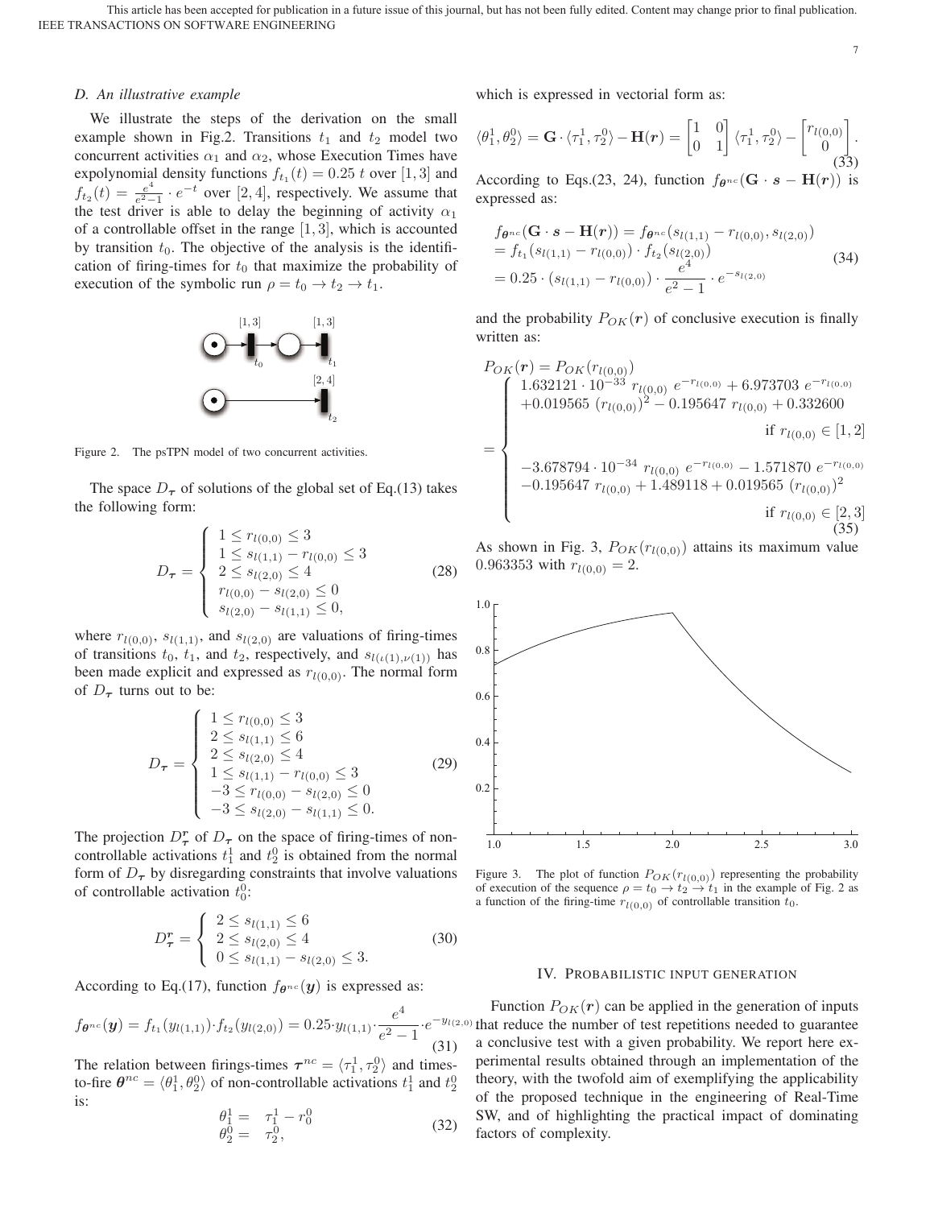### D. An illustrative example

We illustrate the steps of the derivation on the small example shown in Fig.2. Transitions $t_1$ and $t_2$ model two concurrent activities $\alpha_1$ and $\alpha_2$, whose Execution Times have expolynomial density functions $f_{t_1}(t) = 0.25\ t$ over $[1,3]$ and $f_{t_2}(t) = \frac{e^4}{e^2-1} \cdot e^{-t}$ over $[2,4]$, respectively. We assume that the test driver is able to delay the beginning of activity $\alpha_1$ of a controllable offset in the range $[1,3]$, which is accounted by transition $t_0$. The objective of the analysis is the identification of firing-times for $t_0$ that maximize the probability of execution of the symbolic run $\rho = t_0 \rightarrow t_2 \rightarrow t_1$.

Figure 2. The psTPN model of two concurrent activities.

The space $D_{\boldsymbol{\tau}}$ of solutions of the global set of Eq.(13) takes the following form:

$$D_{\boldsymbol{\tau}} = \begin{cases} 1 \le r_{l(0,0)} \le 3 \\ 1 \le s_{l(1,1)} - r_{l(0,0)} \le 3 \\ 2 \le s_{l(2,0)} \le 4 \\ r_{l(0,0)} - s_{l(2,0)} \le 0 \\ s_{l(2,0)} - s_{l(1,1)} \le 0, \end{cases} \tag{28}$$

where $r_{l(0,0)}$, $s_{l(1,1)}$, and $s_{l(2,0)}$ are valuations of firing-times of transitions $t_0$, $t_1$, and $t_2$, respectively, and $s_{l(\iota(1),\nu(1))}$ has been made explicit and expressed as $r_{l(0,0)}$. The normal form of $D_{\boldsymbol{\tau}}$ turns out to be:

$$D_{\boldsymbol{\tau}} = \begin{cases} 1 \le r_{l(0,0)} \le 3 \\ 2 \le s_{l(1,1)} \le 6 \\ 2 \le s_{l(2,0)} \le 4 \\ 1 \le s_{l(1,1)} - r_{l(0,0)} \le 3 \\ -3 \le r_{l(0,0)} - s_{l(2,0)} \le 0 \\ -3 \le s_{l(2,0)} - s_{l(1,1)} \le 0. \end{cases} \tag{29}$$

The projection $D_{\boldsymbol{\tau}}^{\boldsymbol{r}}$ of $D_{\boldsymbol{\tau}}$ on the space of firing-times of non-controllable activations $t_1^1$ and $t_2^0$ is obtained from the normal form of $D_{\boldsymbol{\tau}}$ by disregarding constraints that involve valuations of controllable activation $t_0^0$:

$$D_{\boldsymbol{\tau}}^{\boldsymbol{r}} = \begin{cases} 2 \le s_{l(1,1)} \le 6 \\ 2 \le s_{l(2,0)} \le 4 \\ 0 \le s_{l(1,1)} - s_{l(2,0)} \le 3. \end{cases} \tag{30}$$

According to Eq.(17), function $f_{\boldsymbol{\theta}^{nc}}(\boldsymbol{y})$ is expressed as:

$$f_{\boldsymbol{\theta}^{nc}}(\boldsymbol{y}) = f_{t_1}(y_{l(1,1)}) \cdot f_{t_2}(y_{l(2,0)}) = 0.25 \cdot y_{l(1,1)} \cdot \frac{e^4}{e^2-1} \cdot e^{-y_{l(2,0)}} \tag{31}$$

The relation between firings-times $\boldsymbol{\tau}^{nc} = \langle \tau_1^1, \tau_2^0 \rangle$ and times-to-fire $\boldsymbol{\theta}^{nc} = \langle \theta_1^1, \theta_2^0 \rangle$ of non-controllable activations $t_1^1$ and $t_2^0$ is:

$$\begin{aligned} \theta_1^1 &= \tau_1^1 - r_0^0 \\ \theta_2^0 &= \tau_2^0, \end{aligned} \tag{32}$$

which is expressed in vectorial form as:

$$\langle \theta_1^1, \theta_2^0 \rangle = \mathbf{G} \cdot \langle \tau_1^1, \tau_2^0 \rangle - \mathbf{H}(\boldsymbol{r}) = \begin{bmatrix} 1 & 0 \\ 0 & 1 \end{bmatrix} \langle \tau_1^1, \tau_2^0 \rangle - \begin{bmatrix} r_{l(0,0)} \\ 0 \end{bmatrix}. \tag{33}$$

According to Eqs.(23, 24), function $f_{\boldsymbol{\theta}^{nc}}(\mathbf{G} \cdot \boldsymbol{s} - \mathbf{H}(\boldsymbol{r}))$ is expressed as:

$$\begin{aligned} & f_{\boldsymbol{\theta}^{nc}}(\mathbf{G} \cdot \boldsymbol{s} - \mathbf{H}(\boldsymbol{r})) = f_{\boldsymbol{\theta}^{nc}}(s_{l(1,1)} - r_{l(0,0)}, s_{l(2,0)}) \\ & = f_{t_1}(s_{l(1,1)} - r_{l(0,0)}) \cdot f_{t_2}(s_{l(2,0)}) \\ & = 0.25 \cdot (s_{l(1,1)} - r_{l(0,0)}) \cdot \frac{e^4}{e^2-1} \cdot e^{-s_{l(2,0)}} \end{aligned} \tag{34}$$

and the probability $P_{OK}(\boldsymbol{r})$ of conclusive execution is finally written as:

$$P_{OK}(\boldsymbol{r}) = P_{OK}(r_{l(0,0)}) = \begin{cases} 1.632121 \cdot 10^{-33}\ r_{l(0,0)}\ e^{-r_{l(0,0)}} + 6.973703\ e^{-r_{l(0,0)}} \\ +0.019565\ (r_{l(0,0)})^2 - 0.195647\ r_{l(0,0)} + 0.332600 \\ \qquad\qquad\qquad\qquad \text{if } r_{l(0,0)} \in [1,2] \\ \\ -3.678794 \cdot 10^{-34}\ r_{l(0,0)}\ e^{-r_{l(0,0)}} - 1.571870\ e^{-r_{l(0,0)}} \\ -0.195647\ r_{l(0,0)} + 1.489118 + 0.019565\ (r_{l(0,0)})^2 \\ \qquad\qquad\qquad\qquad \text{if } r_{l(0,0)} \in [2,3] \end{cases} \tag{35}$$

As shown in Fig. 3, $P_{OK}(r_{l(0,0)})$ attains its maximum value 0.963353 with $r_{l(0,0)} = 2$.

Figure 3. The plot of function $P_{OK}(r_{l(0,0)})$ representing the probability of execution of the sequence $\rho = t_0 \rightarrow t_2 \rightarrow t_1$ in the example of Fig. 2 as a function of the firing-time $r_{l(0,0)}$ of controllable transition $t_0$.

## IV. Probabilistic input generation

Function $P_{OK}(\boldsymbol{r})$ can be applied in the generation of inputs that reduce the number of test repetitions needed to guarantee a conclusive test with a given probability. We report here experimental results obtained through an implementation of the theory, with the twofold aim of exemplifying the applicability of the proposed technique in the engineering of Real-Time SW, and of highlighting the practical impact of dominating factors of complexity.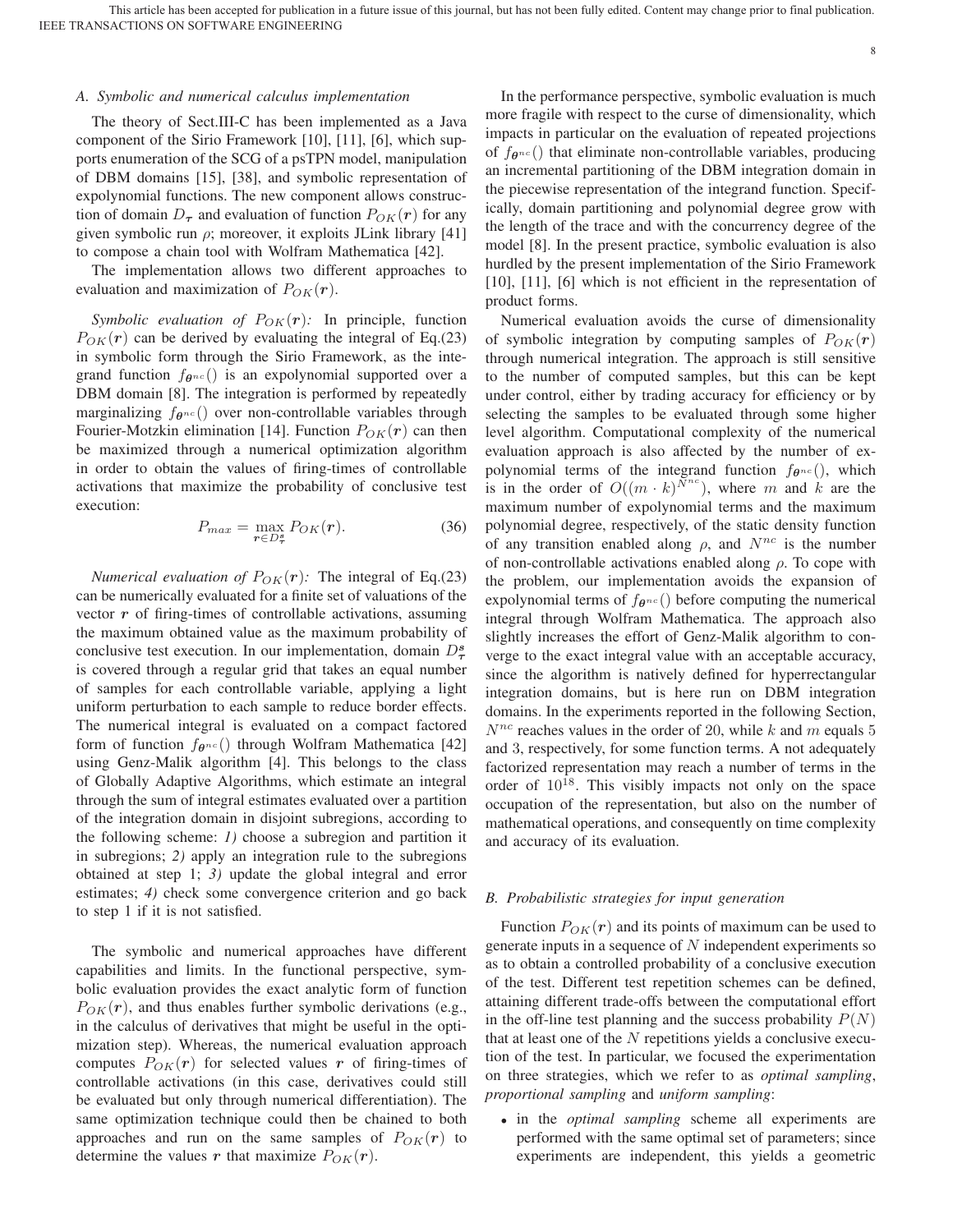### A. Symbolic and numerical calculus implementation

The theory of Sect.III-C has been implemented as a Java component of the Sirio Framework [10], [11], [6], which supports enumeration of the SCG of a psTPN model, manipulation of DBM domains [15], [38], and symbolic representation of expolynomial functions. The new component allows construction of domain $D_{\boldsymbol{\tau}}$ and evaluation of function $P_{OK}(\boldsymbol{r})$ for any given symbolic run $\rho$; moreover, it exploits JLink library [41] to compose a chain tool with Wolfram Mathematica [42].

The implementation allows two different approaches to evaluation and maximization of $P_{OK}(\boldsymbol{r})$.

*Symbolic evaluation of $P_{OK}(\boldsymbol{r})$:* In principle, function $P_{OK}(\boldsymbol{r})$ can be derived by evaluating the integral of Eq.(23) in symbolic form through the Sirio Framework, as the integrand function $f_{\boldsymbol{\theta}^{nc}}()$ is an expolynomial supported over a DBM domain [8]. The integration is performed by repeatedly marginalizing $f_{\boldsymbol{\theta}^{nc}}()$ over non-controllable variables through Fourier-Motzkin elimination [14]. Function $P_{OK}(\boldsymbol{r})$ can then be maximized through a numerical optimization algorithm in order to obtain the values of firing-times of controllable activations that maximize the probability of conclusive test execution:

$$P_{max} = \max_{\boldsymbol{r} \in D_{\boldsymbol{\tau}}^{\boldsymbol{s}}} P_{OK}(\boldsymbol{r}). \tag{36}$$

*Numerical evaluation of $P_{OK}(\boldsymbol{r})$:* The integral of Eq.(23) can be numerically evaluated for a finite set of valuations of the vector $\boldsymbol{r}$ of firing-times of controllable activations, assuming the maximum obtained value as the maximum probability of conclusive test execution. In our implementation, domain $D_{\boldsymbol{\tau}}^{\boldsymbol{s}}$ is covered through a regular grid that takes an equal number of samples for each controllable variable, applying a light uniform perturbation to each sample to reduce border effects. The numerical integral is evaluated on a compact factored form of function $f_{\boldsymbol{\theta}^{nc}}()$ through Wolfram Mathematica [42] using Genz-Malik algorithm [4]. This belongs to the class of Globally Adaptive Algorithms, which estimate an integral through the sum of integral estimates evaluated over a partition of the integration domain in disjoint subregions, according to the following scheme: *1)* choose a subregion and partition it in subregions; *2)* apply an integration rule to the subregions obtained at step 1; *3)* update the global integral and error estimates; *4)* check some convergence criterion and go back to step 1 if it is not satisfied.

The symbolic and numerical approaches have different capabilities and limits. In the functional perspective, symbolic evaluation provides the exact analytic form of function $P_{OK}(\boldsymbol{r})$, and thus enables further symbolic derivations (e.g., in the calculus of derivatives that might be useful in the optimization step). Whereas, the numerical evaluation approach computes $P_{OK}(\boldsymbol{r})$ for selected values $\boldsymbol{r}$ of firing-times of controllable activations (in this case, derivatives could still be evaluated but only through numerical differentiation). The same optimization technique could then be chained to both approaches and run on the same samples of $P_{OK}(\boldsymbol{r})$ to determine the values $\boldsymbol{r}$ that maximize $P_{OK}(\boldsymbol{r})$.

In the performance perspective, symbolic evaluation is much more fragile with respect to the curse of dimensionality, which impacts in particular on the evaluation of repeated projections of $f_{\boldsymbol{\theta}^{nc}}()$ that eliminate non-controllable variables, producing an incremental partitioning of the DBM integration domain in the piecewise representation of the integrand function. Specifically, domain partitioning and polynomial degree grow with the length of the trace and with the concurrency degree of the model [8]. In the present practice, symbolic evaluation is also hurdled by the present implementation of the Sirio Framework [10], [11], [6] which is not efficient in the representation of product forms.

Numerical evaluation avoids the curse of dimensionality of symbolic integration by computing samples of $P_{OK}(\boldsymbol{r})$ through numerical integration. The approach is still sensitive to the number of computed samples, but this can be kept under control, either by trading accuracy for efficiency or by selecting the samples to be evaluated through some higher level algorithm. Computational complexity of the numerical evaluation approach is also affected by the number of expolynomial terms of the integrand function $f_{\boldsymbol{\theta}^{nc}}()$, which is in the order of $O((m \cdot k)^{N^{nc}})$, where $m$ and $k$ are the maximum number of expolynomial terms and the maximum polynomial degree, respectively, of the static density function of any transition enabled along $\rho$, and $N^{nc}$ is the number of non-controllable activations enabled along $\rho$. To cope with the problem, our implementation avoids the expansion of expolynomial terms of $f_{\boldsymbol{\theta}^{nc}}()$ before computing the numerical integral through Wolfram Mathematica. The approach also slightly increases the effort of Genz-Malik algorithm to converge to the exact integral value with an acceptable accuracy, since the algorithm is natively defined for hyperrectangular integration domains, but is here run on DBM integration domains. In the experiments reported in the following Section, $N^{nc}$ reaches values in the order of 20, while $k$ and $m$ equals 5 and 3, respectively, for some function terms. A not adequately factorized representation may reach a number of terms in the order of $10^{18}$. This visibly impacts not only on the space occupation of the representation, but also on the number of mathematical operations, and consequently on time complexity and accuracy of its evaluation.

### B. Probabilistic strategies for input generation

Function $P_{OK}(\boldsymbol{r})$ and its points of maximum can be used to generate inputs in a sequence of $N$ independent experiments so as to obtain a controlled probability of a conclusive execution of the test. Different test repetition schemes can be defined, attaining different trade-offs between the computational effort in the off-line test planning and the success probability $P(N)$ that at least one of the $N$ repetitions yields a conclusive execution of the test. In particular, we focused the experimentation on three strategies, which we refer to as *optimal sampling*, *proportional sampling* and *uniform sampling*:

- in the *optimal sampling* scheme all experiments are performed with the same optimal set of parameters; since experiments are independent, this yields a geometric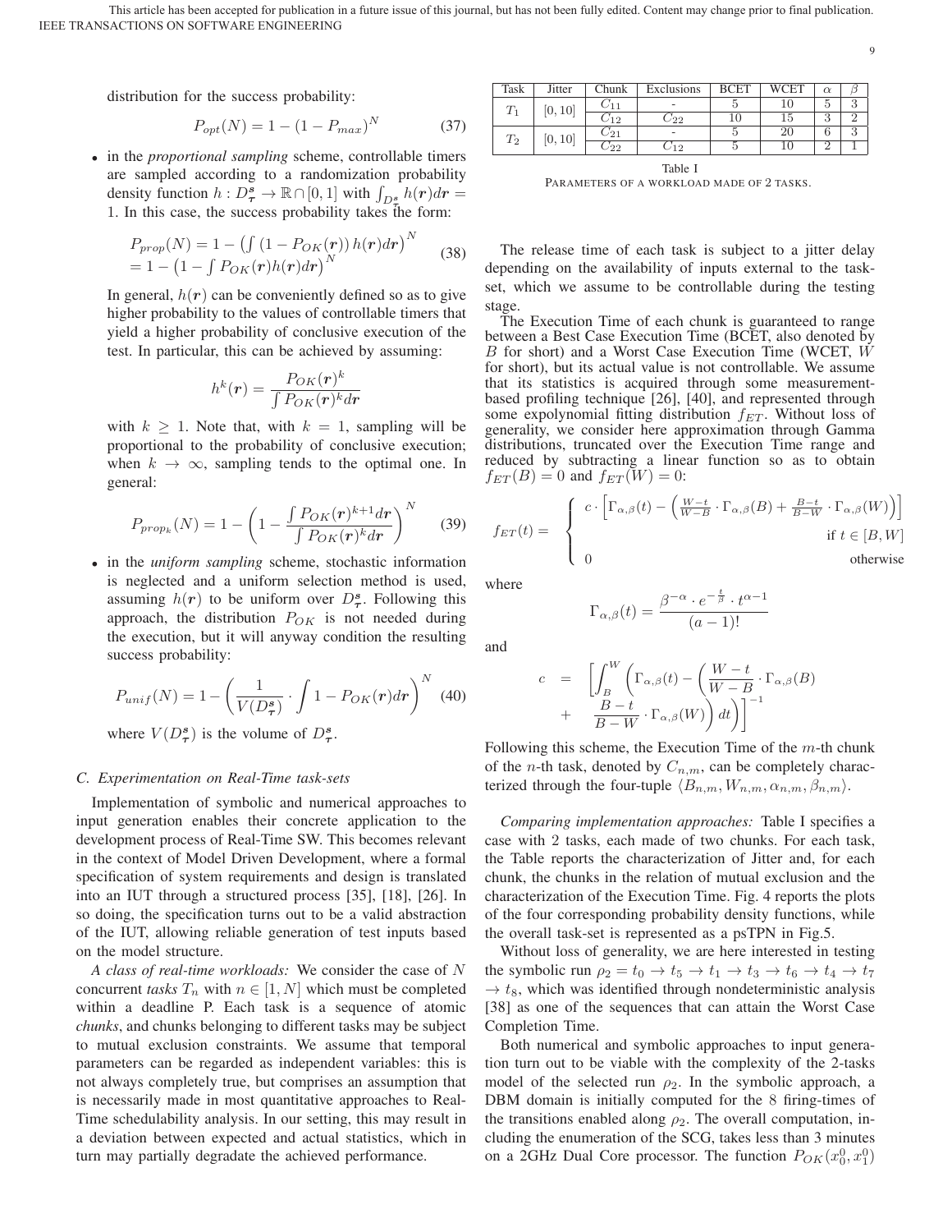distribution for the success probability:

$$P_{opt}(N) = 1 - (1 - P_{max})^N \tag{37}$$

- in the *proportional sampling* scheme, controllable timers are sampled according to a randomization probability density function $h : D^{s}_{\tau} \to \mathbb{R} \cap [0,1]$ with $\int_{D^{s}_{\tau}} h(\boldsymbol{r})d\boldsymbol{r} = 1$. In this case, the success probability takes the form:

$$\begin{aligned} P_{prop}(N) &= 1 - \left(\int (1 - P_{OK}(\boldsymbol{r}))\, h(\boldsymbol{r}) d\boldsymbol{r}\right)^N \\ &= 1 - \left(1 - \int P_{OK}(\boldsymbol{r}) h(\boldsymbol{r}) d\boldsymbol{r}\right)^N \end{aligned} \tag{38}$$

  In general, $h(\boldsymbol{r})$ can be conveniently defined so as to give higher probability to the values of controllable timers that yield a higher probability of conclusive execution of the test. In particular, this can be achieved by assuming:

$$h^k(\boldsymbol{r}) = \frac{P_{OK}(\boldsymbol{r})^k}{\int P_{OK}(\boldsymbol{r})^k d\boldsymbol{r}}$$

  with $k \geq 1$. Note that, with $k = 1$, sampling will be proportional to the probability of conclusive execution; when $k \to \infty$, sampling tends to the optimal one. In general:

$$P_{prop_k}(N) = 1 - \left(1 - \frac{\int P_{OK}(\boldsymbol{r})^{k+1} d\boldsymbol{r}}{\int P_{OK}(\boldsymbol{r})^k d\boldsymbol{r}}\right)^N \tag{39}$$

- in the *uniform sampling* scheme, stochastic information is neglected and a uniform selection method is used, assuming $h(\boldsymbol{r})$ to be uniform over $D^{s}_{\tau}$. Following this approach, the distribution $P_{OK}$ is not needed during the execution, but it will anyway condition the resulting success probability:

$$P_{unif}(N) = 1 - \left(\frac{1}{V(D^{s}_{\tau})} \cdot \int 1 - P_{OK}(\boldsymbol{r}) d\boldsymbol{r}\right)^N \tag{40}$$

  where $V(D^{s}_{\tau})$ is the volume of $D^{s}_{\tau}$.

### C. Experimentation on Real-Time task-sets

Implementation of symbolic and numerical approaches to input generation enables their concrete application to the development process of Real-Time SW. This becomes relevant in the context of Model Driven Development, where a formal specification of system requirements and design is translated into an IUT through a structured process [35], [18], [26]. In so doing, the specification turns out to be a valid abstraction of the IUT, allowing reliable generation of test inputs based on the model structure.

*A class of real-time workloads:* We consider the case of $N$ concurrent *tasks* $T_n$ with $n \in [1, N]$ which must be completed within a deadline P. Each task is a sequence of atomic *chunks*, and chunks belonging to different tasks may be subject to mutual exclusion constraints. We assume that temporal parameters can be regarded as independent variables: this is not always completely true, but comprises an assumption that is necessarily made in most quantitative approaches to Real-Time schedulability analysis. In our setting, this may result in a deviation between expected and actual statistics, which in turn may partially degradate the achieved performance.

| Task | Jitter | Chunk | Exclusions | BCET | WCET | $\alpha$ | $\beta$ |
|---|---|---|---|---|---|---|---|
| $T_1$ | $[0, 10]$ | $C_{11}$ | - | 5 | 10 | 5 | 3 |
| | | $C_{12}$ | $C_{22}$ | 10 | 15 | 3 | 2 |
| $T_2$ | $[0, 10]$ | $C_{21}$ | - | 5 | 20 | 6 | 3 |
| | | $C_{22}$ | $C_{12}$ | 5 | 10 | 2 | 1 |

Table I
PARAMETERS OF A WORKLOAD MADE OF 2 TASKS.

The release time of each task is subject to a jitter delay depending on the availability of inputs external to the task-set, which we assume to be controllable during the testing stage.

The Execution Time of each chunk is guaranteed to range between a Best Case Execution Time (BCET, also denoted by $B$ for short) and a Worst Case Execution Time (WCET, $W$ for short), but its actual value is not controllable. We assume that its statistics is acquired through some measurement-based profiling technique [26], [40], and represented through some expolynomial fitting distribution $f_{ET}$. Without loss of generality, we consider here approximation through Gamma distributions, truncated over the Execution Time range and reduced by subtracting a linear function so as to obtain $f_{ET}(B) = 0$ and $f_{ET}(W) = 0$:

$$f_{ET}(t) = \begin{cases} c \cdot \left[\Gamma_{\alpha,\beta}(t) - \left(\frac{W-t}{W-B} \cdot \Gamma_{\alpha,\beta}(B) + \frac{B-t}{B-W} \cdot \Gamma_{\alpha,\beta}(W)\right)\right] & \text{if } t \in [B, W] \\ 0 & \text{otherwise} \end{cases}$$

where

$$\Gamma_{\alpha,\beta}(t) = \frac{\beta^{-\alpha} \cdot e^{-\frac{t}{\beta}} \cdot t^{\alpha-1}}{(a-1)!}$$

and

$$\begin{aligned} c &= \left[\int_B^W \left(\Gamma_{\alpha,\beta}(t) - \left(\frac{W-t}{W-B} \cdot \Gamma_{\alpha,\beta}(B) \right.\right.\right. \\ &+ \left.\left.\left. \frac{B-t}{B-W} \cdot \Gamma_{\alpha,\beta}(W)\right)\right) dt\right]^{-1} \end{aligned}$$

Following this scheme, the Execution Time of the $m$-th chunk of the $n$-th task, denoted by $C_{n,m}$, can be completely characterized through the four-tuple $\langle B_{n,m}, W_{n,m}, \alpha_{n,m}, \beta_{n,m}\rangle$.

*Comparing implementation approaches:* Table I specifies a case with 2 tasks, each made of two chunks. For each task, the Table reports the characterization of Jitter and, for each chunk, the chunks in the relation of mutual exclusion and the characterization of the Execution Time. Fig. 4 reports the plots of the four corresponding probability density functions, while the overall task-set is represented as a psTPN in Fig.5.

Without loss of generality, we are here interested in testing the symbolic run $\rho_2 = t_0 \to t_5 \to t_1 \to t_3 \to t_6 \to t_4 \to t_7 \to t_8$, which was identified through nondeterministic analysis [38] as one of the sequences that can attain the Worst Case Completion Time.

Both numerical and symbolic approaches to input generation turn out to be viable with the complexity of the 2-tasks model of the selected run $\rho_2$. In the symbolic approach, a DBM domain is initially computed for the 8 firing-times of the transitions enabled along $\rho_2$. The overall computation, including the enumeration of the SCG, takes less than 3 minutes on a 2GHz Dual Core processor. The function $P_{OK}(x^0_0, x^0_1)$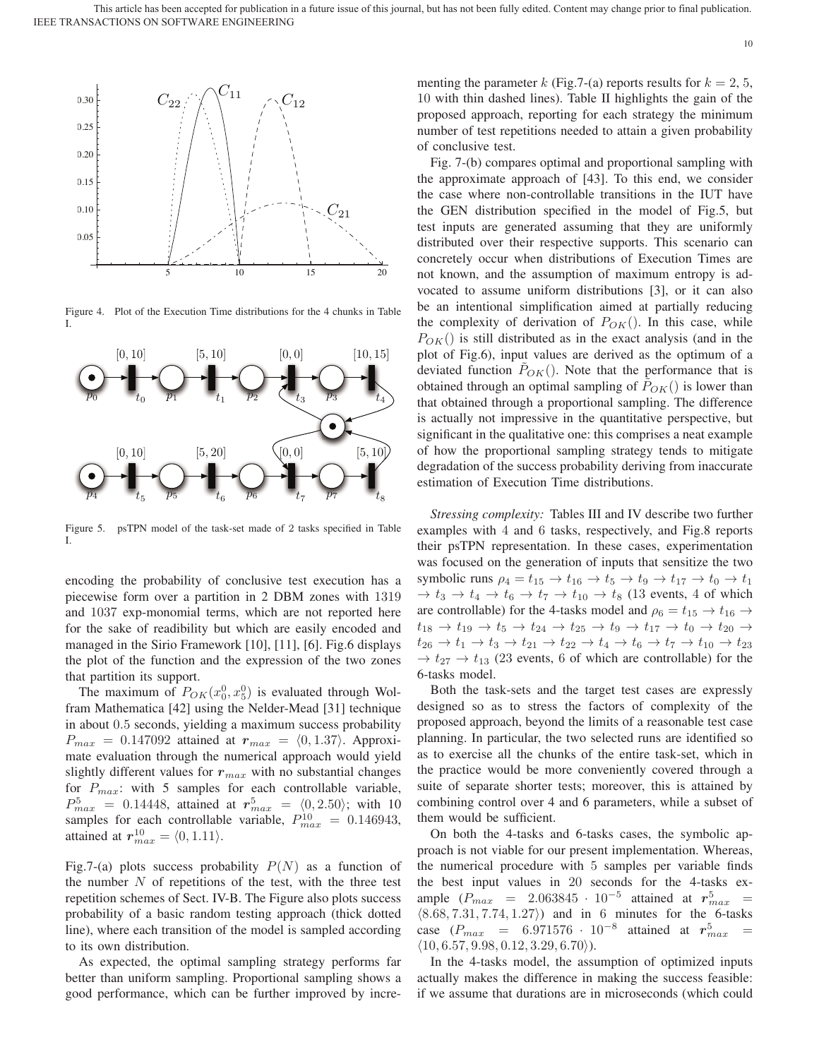Figure 4. Plot of the Execution Time distributions for the 4 chunks in Table I.

Figure 5. psTPN model of the task-set made of 2 tasks specified in Table I.

encoding the probability of conclusive test execution has a piecewise form over a partition in 2 DBM zones with 1319 and 1037 exp-monomial terms, which are not reported here for the sake of readibility but which are easily encoded and managed in the Sirio Framework [10], [11], [6]. Fig.6 displays the plot of the function and the expression of the two zones that partition its support.

The maximum of $P_{OK}(x_0^0, x_5^0)$ is evaluated through Wolfram Mathematica [42] using the Nelder-Mead [31] technique in about 0.5 seconds, yielding a maximum success probability $P_{max} = 0.147092$ attained at $\boldsymbol{r}_{max} = \langle 0, 1.37 \rangle$. Approximate evaluation through the numerical approach would yield slightly different values for $\boldsymbol{r}_{max}$ with no substantial changes for $P_{max}$: with 5 samples for each controllable variable, $P^5_{max} = 0.14448$, attained at $\boldsymbol{r}^5_{max} = \langle 0, 2.50 \rangle$; with 10 samples for each controllable variable, $P^{10}_{max} = 0.146943$, attained at $\boldsymbol{r}^{10}_{max} = \langle 0, 1.11 \rangle$.

Fig.7-(a) plots success probability $P(N)$ as a function of the number $N$ of repetitions of the test, with the three test repetition schemes of Sect. IV-B. The Figure also plots success probability of a basic random testing approach (thick dotted line), where each transition of the model is sampled according to its own distribution.

As expected, the optimal sampling strategy performs far better than uniform sampling. Proportional sampling shows a good performance, which can be further improved by incrementing the parameter $k$ (Fig.7-(a) reports results for $k = 2$, 5, 10 with thin dashed lines). Table II highlights the gain of the proposed approach, reporting for each strategy the minimum number of test repetitions needed to attain a given probability of conclusive test.

Fig. 7-(b) compares optimal and proportional sampling with the approximate approach of [43]. To this end, we consider the case where non-controllable transitions in the IUT have the GEN distribution specified in the model of Fig.5, but test inputs are generated assuming that they are uniformly distributed over their respective supports. This scenario can concretely occur when distributions of Execution Times are not known, and the assumption of maximum entropy is advocated to assume uniform distributions [3], or it can also be an intentional simplification aimed at partially reducing the complexity of derivation of $P_{OK}()$. In this case, while $P_{OK}()$ is still distributed as in the exact analysis (and in the plot of Fig.6), input values are derived as the optimum of a deviated function $\tilde{P}_{OK}()$. Note that the performance that is obtained through an optimal sampling of $\tilde{P}_{OK}()$ is lower than that obtained through a proportional sampling. The difference is actually not impressive in the quantitative perspective, but significant in the qualitative one: this comprises a neat example of how the proportional sampling strategy tends to mitigate degradation of the success probability deriving from inaccurate estimation of Execution Time distributions.

*Stressing complexity:* Tables III and IV describe two further examples with 4 and 6 tasks, respectively, and Fig.8 reports their psTPN representation. In these cases, experimentation was focused on the generation of inputs that sensitize the two symbolic runs $\rho_4 = t_{15} \rightarrow t_{16} \rightarrow t_5 \rightarrow t_9 \rightarrow t_{17} \rightarrow t_0 \rightarrow t_1 \rightarrow t_3 \rightarrow t_4 \rightarrow t_6 \rightarrow t_7 \rightarrow t_{10} \rightarrow t_8$ (13 events, 4 of which are controllable) for the 4-tasks model and $\rho_6 = t_{15} \rightarrow t_{16} \rightarrow t_{18} \rightarrow t_{19} \rightarrow t_5 \rightarrow t_{24} \rightarrow t_{25} \rightarrow t_9 \rightarrow t_{17} \rightarrow t_0 \rightarrow t_{20} \rightarrow t_{26} \rightarrow t_1 \rightarrow t_3 \rightarrow t_{21} \rightarrow t_{22} \rightarrow t_4 \rightarrow t_6 \rightarrow t_7 \rightarrow t_{10} \rightarrow t_{23} \rightarrow t_{27} \rightarrow t_{13}$ (23 events, 6 of which are controllable) for the 6-tasks model.

Both the task-sets and the target test cases are expressly designed so as to stress the factors of complexity of the proposed approach, beyond the limits of a reasonable test case planning. In particular, the two selected runs are identified so as to exercise all the chunks of the entire task-set, which in the practice would be more conveniently covered through a suite of separate shorter tests; moreover, this is attained by combining control over 4 and 6 parameters, while a subset of them would be sufficient.

On both the 4-tasks and 6-tasks cases, the symbolic approach is not viable for our present implementation. Whereas, the numerical procedure with 5 samples per variable finds the best input values in 20 seconds for the 4-tasks example ($P_{max} = 2.063845 \cdot 10^{-5}$ attained at $\boldsymbol{r}^5_{max} = \langle 8.68, 7.31, 7.74, 1.27 \rangle$) and in 6 minutes for the 6-tasks case ($P_{max} = 6.971576 \cdot 10^{-8}$ attained at $\boldsymbol{r}^5_{max} = \langle 10, 6.57, 9.98, 0.12, 3.29, 6.70 \rangle$).

In the 4-tasks model, the assumption of optimized inputs actually makes the difference in making the success feasible: if we assume that durations are in microseconds (which could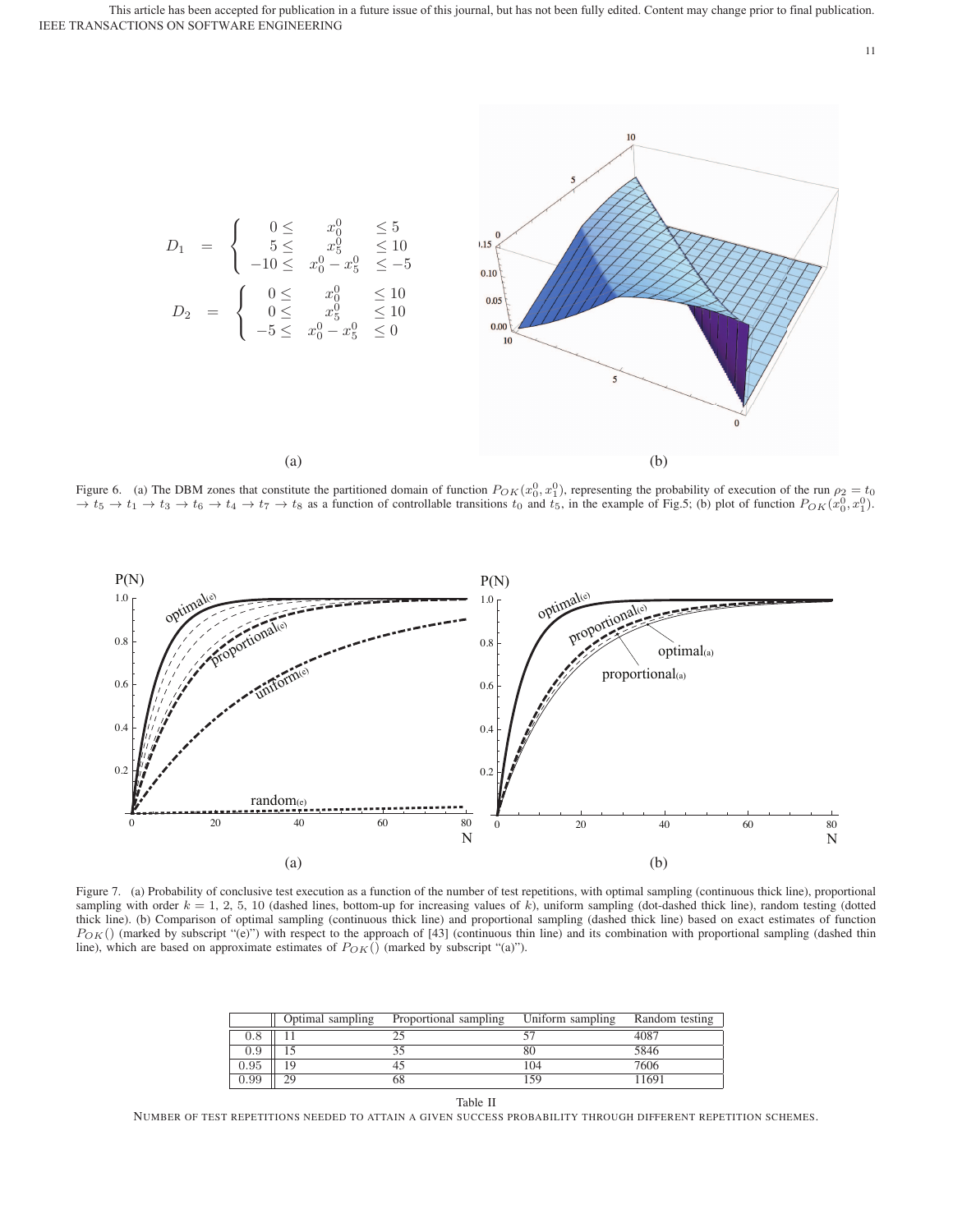$$D_1 = \left\{ \begin{array}{rcl} 0 \leq & x_0^0 & \leq 5 \\ 5 \leq & x_5^0 & \leq 10 \\ -10 \leq & x_0^0 - x_5^0 & \leq -5 \end{array} \right.$$

$$D_2 = \left\{ \begin{array}{rcl} 0 \leq & x_0^0 & \leq 10 \\ 0 \leq & x_5^0 & \leq 10 \\ -5 \leq & x_0^0 - x_5^0 & \leq 0 \end{array} \right.$$

(a)

(b)

Figure 6. (a) The DBM zones that constitute the partitioned domain of function $P_{OK}(x_0^0, x_1^0)$, representing the probability of execution of the run $\rho_2 = t_0 \rightarrow t_5 \rightarrow t_1 \rightarrow t_3 \rightarrow t_6 \rightarrow t_4 \rightarrow t_7 \rightarrow t_8$ as a function of controllable transitions $t_0$ and $t_5$, in the example of Fig.5; (b) plot of function $P_{OK}(x_0^0, x_1^0)$.

Figure 7. (a) Probability of conclusive test execution as a function of the number of test repetitions, with optimal sampling (continuous thick line), proportional sampling with order $k$ = 1, 2, 5, 10 (dashed lines, bottom-up for increasing values of $k$), uniform sampling (dot-dashed thick line), random testing (dotted thick line). (b) Comparison of optimal sampling (continuous thick line) and proportional sampling (dashed thick line) based on exact estimates of function $P_{OK}()$ (marked by subscript "(e)") with respect to the approach of [43] (continuous thin line) and its combination with proportional sampling (dashed thin line), which are based on approximate estimates of $P_{OK}()$ (marked by subscript "(a)").

| | Optimal sampling | Proportional sampling | Uniform sampling | Random testing |
|---|---|---|---|---|
| 0.8 | 11 | 25 | 57 | 4087 |
| 0.9 | 15 | 35 | 80 | 5846 |
| 0.95 | 19 | 45 | 104 | 7606 |
| 0.99 | 29 | 68 | 159 | 11691 |

Table II

NUMBER OF TEST REPETITIONS NEEDED TO ATTAIN A GIVEN SUCCESS PROBABILITY THROUGH DIFFERENT REPETITION SCHEMES.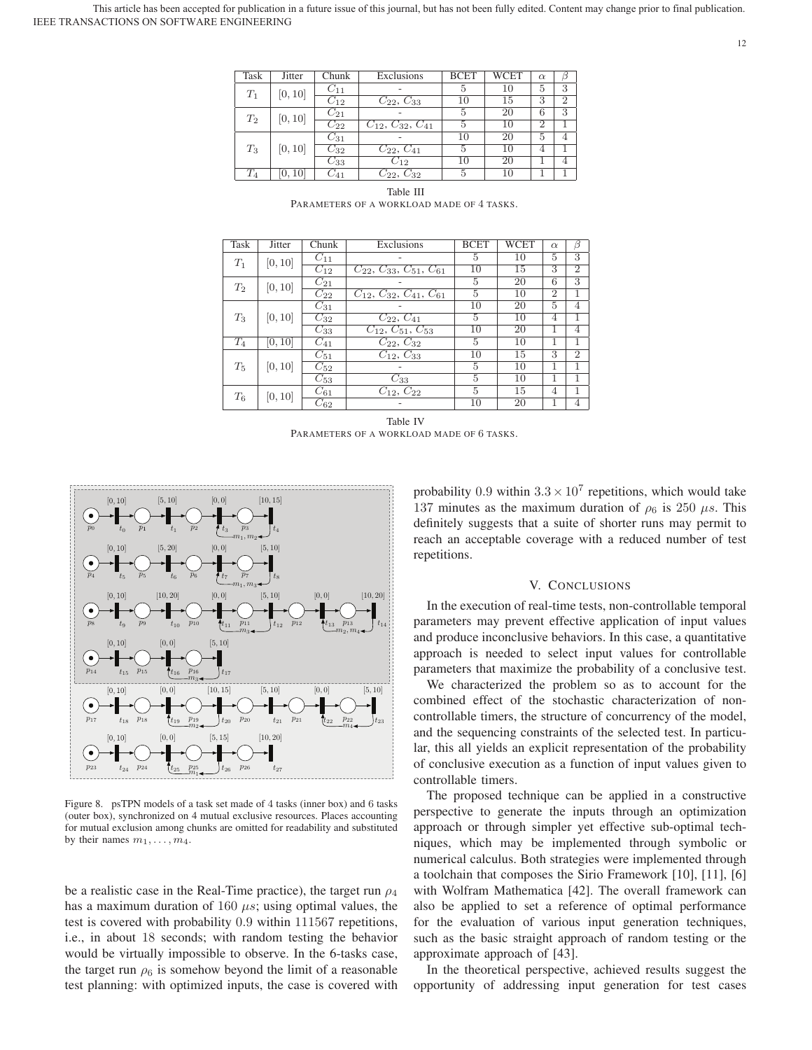| Task | Jitter | Chunk | Exclusions | BCET | WCET | $\alpha$ | $\beta$ |
|---|---|---|---|---|---|---|---|
| $T_1$ | $[0, 10]$ | $C_{11}$ | - | 5 | 10 | 5 | 3 |
| | | $C_{12}$ | $C_{22}$, $C_{33}$ | 10 | 15 | 3 | 2 |
| $T_2$ | $[0, 10]$ | $C_{21}$ | - | 5 | 20 | 6 | 3 |
| | | $C_{22}$ | $C_{12}$, $C_{32}$, $C_{41}$ | 5 | 10 | 2 | 1 |
| $T_3$ | $[0, 10]$ | $C_{31}$ | - | 10 | 20 | 5 | 4 |
| | | $C_{32}$ | $C_{22}$, $C_{41}$ | 5 | 10 | 4 | 1 |
| | | $C_{33}$ | $C_{12}$ | 10 | 20 | 1 | 4 |
| $T_4$ | $[0, 10]$ | $C_{41}$ | $C_{22}$, $C_{32}$ | 5 | 10 | 1 | 1 |

Table III
PARAMETERS OF A WORKLOAD MADE OF 4 TASKS.

| Task | Jitter | Chunk | Exclusions | BCET | WCET | $\alpha$ | $\beta$ |
|---|---|---|---|---|---|---|---|
| $T_1$ | $[0, 10]$ | $C_{11}$ | - | 5 | 10 | 5 | 3 |
| | | $C_{12}$ | $C_{22}$, $C_{33}$, $C_{51}$, $C_{61}$ | 10 | 15 | 3 | 2 |
| $T_2$ | $[0, 10]$ | $C_{21}$ | - | 5 | 20 | 6 | 3 |
| | | $C_{22}$ | $C_{12}$, $C_{32}$, $C_{41}$, $C_{61}$ | 5 | 10 | 2 | 1 |
| $T_3$ | $[0, 10]$ | $C_{31}$ | - | 10 | 20 | 5 | 4 |
| | | $C_{32}$ | $C_{22}$, $C_{41}$ | 5 | 10 | 4 | 1 |
| | | $C_{33}$ | $C_{12}$, $C_{51}$, $C_{53}$ | 10 | 20 | 1 | 4 |
| $T_4$ | $[0, 10]$ | $C_{41}$ | $C_{22}$, $C_{32}$ | 5 | 10 | 1 | 1 |
| $T_5$ | $[0, 10]$ | $C_{51}$ | $C_{12}$, $C_{33}$ | 10 | 15 | 3 | 2 |
| | | $C_{52}$ | - | 5 | 10 | 1 | 1 |
| | | $C_{53}$ | $C_{33}$ | 5 | 10 | 1 | 1 |
| $T_6$ | $[0, 10]$ | $C_{61}$ | $C_{12}$, $C_{22}$ | 5 | 15 | 4 | 1 |
| | | $C_{62}$ | - | 10 | 20 | 1 | 4 |

Table IV
PARAMETERS OF A WORKLOAD MADE OF 6 TASKS.

Figure 8. psTPN models of a task set made of 4 tasks (inner box) and 6 tasks (outer box), synchronized on 4 mutual exclusive resources. Places accounting for mutual exclusion among chunks are omitted for readability and substituted by their names $m_1, \ldots, m_4$.

be a realistic case in the Real-Time practice), the target run $\rho_4$ has a maximum duration of 160 $\mu s$; using optimal values, the test is covered with probability 0.9 within 111567 repetitions, i.e., in about 18 seconds; with random testing the behavior would be virtually impossible to observe. In the 6-tasks case, the target run $\rho_6$ is somehow beyond the limit of a reasonable test planning: with optimized inputs, the case is covered with probability 0.9 within $3.3 \times 10^7$ repetitions, which would take 137 minutes as the maximum duration of $\rho_6$ is 250 $\mu s$. This definitely suggests that a suite of shorter runs may permit to reach an acceptable coverage with a reduced number of test repetitions.

## V. CONCLUSIONS

In the execution of real-time tests, non-controllable temporal parameters may prevent effective application of input values and produce inconclusive behaviors. In this case, a quantitative approach is needed to select input values for controllable parameters that maximize the probability of a conclusive test.

We characterized the problem so as to account for the combined effect of the stochastic characterization of non-controllable timers, the structure of concurrency of the model, and the sequencing constraints of the selected test. In particular, this all yields an explicit representation of the probability of conclusive execution as a function of input values given to controllable timers.

The proposed technique can be applied in a constructive perspective to generate the inputs through an optimization approach or through simpler yet effective sub-optimal techniques, which may be implemented through symbolic or numerical calculus. Both strategies were implemented through a toolchain that composes the Sirio Framework [10], [11], [6] with Wolfram Mathematica [42]. The overall framework can also be applied to set a reference of optimal performance for the evaluation of various input generation techniques, such as the basic straight approach of random testing or the approximate approach of [43].

In the theoretical perspective, achieved results suggest the opportunity of addressing input generation for test cases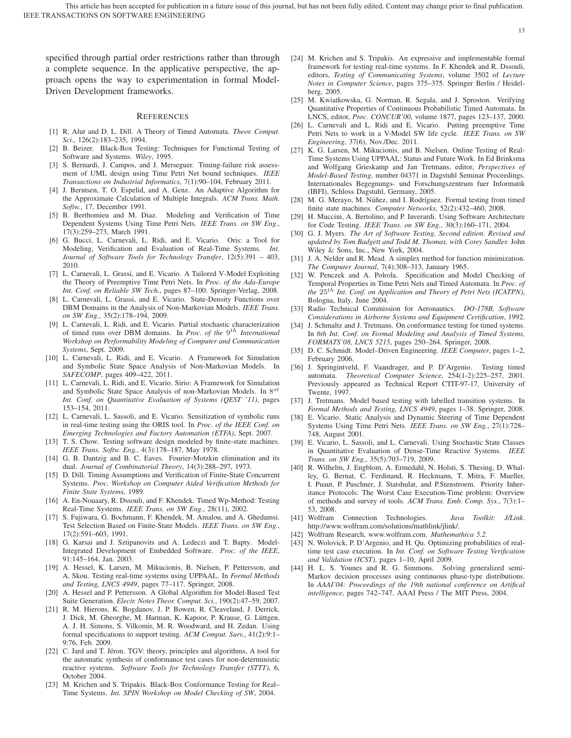specified through partial order restrictions rather than through a complete sequence. In the applicative perspective, the approach opens the way to experimentation in formal Model-Driven Development frameworks.

## References

[1] R. Alur and D. L. Dill. A Theory of Timed Automata. *Theor. Comput. Sci.*, 126(2):183–235, 1994.

[2] B. Beizer. Black-Box Testing: Techniques for Functional Testing of Software and Systems. *Wiley*, 1995.

[3] S. Bernardi, J. Campos, and J. Merseguer. Timing-failure risk assessment of UML design using Time Petri Net bound techniques. *IEEE Transactions on Industrial Informatics*, 7(1):90–104, February 2011.

[4] J. Berntsen, T. O. Espelid, and A. Genz. An Adaptive Algorithm for the Approximate Calculation of Multiple Integrals. *ACM Trans. Math. Softw.*, 17, December 1991.

[5] B. Berthomieu and M. Diaz. Modeling and Verification of Time Dependent Systems Using Time Petri Nets. *IEEE Trans. on SW Eng.*, 17(3):259–273, March 1991.

[6] G. Bucci, L. Carnevali, L. Ridi, and E. Vicario. Oris: a Tool for Modeling, Verification and Evaluation of Real-Time Systems. *Int. Journal of Software Tools for Technology Transfer*, 12(5):391 – 403, 2010.

[7] L. Carnevali, L. Grassi, and E. Vicario. A Tailored V-Model Exploiting the Theory of Preemptive Time Petri Nets. In *Proc. of the Ada-Europe Int. Conf. on Reliable SW Tech.*, pages 87–100. Springer-Verlag, 2008.

[8] L. Carnevali, L. Grassi, and E. Vicario. State-Density Functions over DBM Domains in the Analysis of Non-Markovian Models. *IEEE Trans. on SW Eng.*, 35(2):178–194, 2009.

[9] L. Carnevali, L. Ridi, and E. Vicario. Partial stochastic characterization of timed runs over DBM domains. In *Proc. of the $9^{th}$ International Workshop on Performability Modeling of Computer and Communication Systems*, Sept. 2009.

[10] L. Carnevali, L. Ridi, and E. Vicario. A Framework for Simulation and Symbolic State Space Analysis of Non-Markovian Models. In *SAFECOMP*, pages 409–422, 2011.

[11] L. Carnevali, L. Ridi, and E. Vicario. Sirio: A Framework for Simulation and Symbolic State Space Analysis of non-Markovian Models. In $8^{st}$ *Int. Conf. on Quantitative Evaluation of Systems (QEST '11)*, pages 153–154, 2011.

[12] L. Carnevali, L. Sassoli, and E. Vicario. Sensitization of symbolic runs in real-time testing using the ORIS tool. In *Proc. of the IEEE Conf. on Emerging Technologies and Factory Automation (ETFA)*, Sept. 2007.

[13] T. S. Chow. Testing software design modeled by finite-state machines. *IEEE Trans. Softw. Eng.*, 4(3):178–187, May 1978.

[14] G. B. Dantzig and B. C. Eaves. Fourier-Motzkin elimination and its dual. *Journal of Combinatorial Theory*, 14(3):288–297, 1973.

[15] D. Dill. Timing Assumptions and Verification of Finite-State Concurrent Systems. *Proc. Workshop on Computer Aided Verification Methods for Finite State Systems*, 1989.

[16] A. En-Nouaary, R. Dssouli, and F. Khendek. Timed Wp-Method: Testing Real-Time Systems. *IEEE Trans. on SW Eng.*, 28(11), 2002.

[17] S. Fujiwara, G. Bochmann, F. Khendek, M. Amalou, and A. Ghedamsi. Test Selection Based on Finite-State Models. *IEEE Trans. on SW Eng.*, 17(2):591–603, 1991.

[18] G. Karsai and J. Sztipanovits and A. Ledeczi and T. Bapty. Model-Integrated Development of Embedded Software. *Proc. of the IEEE*, 91:145–164, Jan. 2003.

[19] A. Hessel, K. Larsen, M. Mikucionis, B. Nielsen, P. Pettersson, and A. Skou. Testing real-time systems using UPPAAL. In *Formal Methods and Testing, LNCS 4949*, pages 77–117. Springer, 2008.

[20] A. Hessel and P. Pettersson. A Global Algorithm for Model-Based Test Suite Generation. *Electr. Notes Theor. Comput. Sci.*, 190(2):47–59, 2007.

[21] R. M. Hierons, K. Bogdanov, J. P. Bowen, R. Cleaveland, J. Derrick, J. Dick, M. Gheorghe, M. Harman, K. Kapoor, P. Krause, G. Lüttgen, A. J. H. Simons, S. Vilkomir, M. R. Woodward, and H. Zedan. Using formal specifications to support testing. *ACM Comput. Surv.*, 41(2):9:1–9:76, Feb. 2009.

[22] C. Jard and T. Jéron. TGV: theory, principles and algorithms, A tool for the automatic synthesis of conformance test cases for non-deterministic reactive systems. *Software Tools for Technology Transfer (STTT)*, 6, October 2004.

[23] M. Krichen and S. Tripakis. Black-Box Conformance Testing for Real–Time Systems. *Int. SPIN Workshop on Model Checking of SW*, 2004.

[24] M. Krichen and S. Tripakis. An expressive and implementable formal framework for testing real-time systems. In F. Khendek and R. Dssouli, editors, *Testing of Communicating Systems*, volume 3502 of *Lecture Notes in Computer Science*, pages 375–375. Springer Berlin / Heidelberg, 2005.

[25] M. Kwiatkowska, G. Norman, R. Segala, and J. Sproston. Verifying Quantitative Properties of Continuous Probabilistic Timed Automata. In LNCS, editor, *Proc. CONCUR'00*, volume 1877, pages 123–137, 2000.

[26] L. Carnevali and L. Ridi and E. Vicario. Putting preemptive Time Petri Nets to work in a V-Model SW life cycle. *IEEE Trans. on SW Engineering*, 37(6), Nov./Dec. 2011.

[27] K. G. Larsen, M. Mikucionis, and B. Nielsen. Online Testing of Real-Time Systems Using UPPAAL: Status and Future Work. In Ed Brinksma and Wolfgang Grieskamp and Jan Tretmans, editor, *Perspectives of Model-Based Testing*, number 04371 in Dagstuhl Seminar Proceedings. Internationales Begegnungs- und Forschungszentrum fuer Informatik (IBFI), Schloss Dagstuhl, Germany, 2005.

[28] M. G. Merayo, M. Núñez, and I. Rodríguez. Formal testing from timed finite state machines. *Computer Networks*, 52(2):432–460, 2008.

[29] H. Muccini, A. Bertolino, and P. Inverardi. Using Software Architecture for Code Testing. *IEEE Trans. on SW Eng.*, 30(3):160–171, 2004.

[30] G. J. Myers. *The Art of Software Testing, Second edition. Revised and updated by Tom Badgett and Todd M. Thomas, with Corey Sandler.* John Wiley & Sons, Inc., New York, 2004.

[31] J. A. Nelder and R. Mead. A simplex method for function minimization. *The Computer Journal*, 7(4):308–313, January 1965.

[32] W. Penczek and A. Polrola. Specification and Model Checking of Temporal Properties in Time Petri Nets and Timed Automata. In *Proc. of the $25^{th}$ Int. Conf. on Application and Theory of Petri Nets (ICATPN)*, Bologna, Italy, June 2004.

[33] Radio Technical Commission for Aeronautics. *DO-178B, Software Considerations in Airborne Systems and Equipment Certification*, 1992.

[34] J. Schmaltz and J. Tretmans. On conformance testing for timed systems. In *6th Int. Conf. on Formal Modeling and Analysis of Timed Systems, FORMATS'08, LNCS 5215*, pages 250–264. Springer, 2008.

[35] D. C. Schmidt. Model–Driven Engineering. *IEEE Computer*, pages 1–2, February 2006.

[36] J. Springintveld, F. Vaandrager, and P. D'Argenio. Testing timed automata. *Theoretical Computer Science*, 254(1-2):225–257, 2001. Previously appeared as Technical Report CTIT-97-17, University of Twente, 1997.

[37] J. Tretmans. Model based testing with labelled transition systems. In *Formal Methods and Testing, LNCS 4949*, pages 1–38. Springer, 2008.

[38] E. Vicario. Static Analysis and Dynamic Steering of Time Dependent Systems Using Time Petri Nets. *IEEE Trans. on SW Eng.*, 27(1):728–748, August 2001.

[39] E. Vicario, L. Sassoli, and L. Carnevali. Using Stochastic State Classes in Quantitative Evaluation of Dense-Time Reactive Systems. *IEEE Trans. on SW Eng.*, 35(5):703–719, 2009.

[40] R. Wilhelm, J. Engblom, A. Ermedahl, N. Holsti, S. Thesing, D. Whalley, G. Bernat, C. Ferdinand, R. Heckmann, T. Mitra, F. Mueller, I. Puaut, P. Puschner, J. Statshulat, and P.Stenstroem. Priority Inheritance Protocols: The Worst Case Execution-Time problem: Overview of methods and survey of tools. *ACM Trans. Emb. Comp. Sys.*, 7(3):1–53, 2008.

[41] Wolfram Connection Technologies. *Java Toolkit: J/Link*. http://www.wolfram.com/solutions/mathlink/jlink/.

[42] Wolfram Research, www.wolfram.com. *Mathemathica 5.2*.

[43] N. Wolovick, P. D'Argenio, and H. Qu. Optimizing probabilities of real-time test case execution. In *Int. Conf. on Software Testing Verification and Validation (ICST)*, pages 1–10, April 2009.

[44] H. L. S. Younes and R. G. Simmons. Solving generalized semi-Markov decision processes using continuous phase-type distributions. In *AAAI'04: Proceedings of the 19th national conference on Artifical intelligence*, pages 742–747. AAAI Press / The MIT Press, 2004.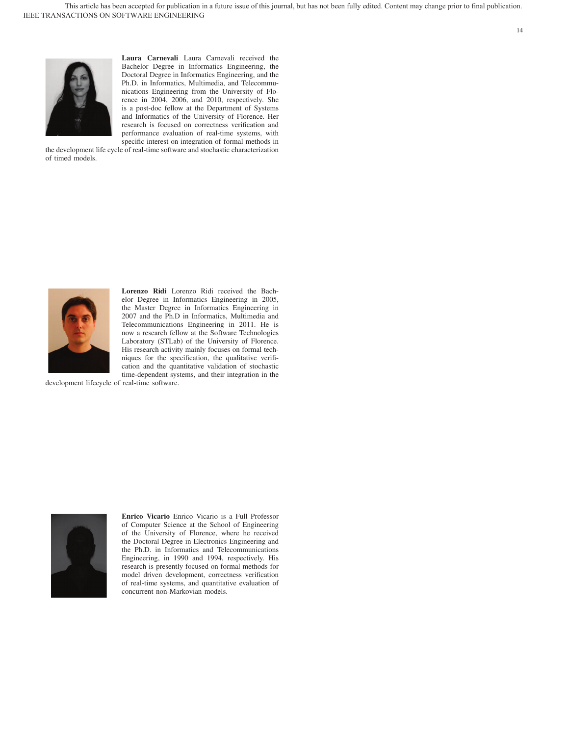**Laura Carnevali** Laura Carnevali received the Bachelor Degree in Informatics Engineering, the Doctoral Degree in Informatics Engineering, and the Ph.D. in Informatics, Multimedia, and Telecommunications Engineering from the University of Florence in 2004, 2006, and 2010, respectively. She is a post-doc fellow at the Department of Systems and Informatics of the University of Florence. Her research is focused on correctness verification and performance evaluation of real-time systems, with specific interest on integration of formal methods in the development life cycle of real-time software and stochastic characterization of timed models.

**Lorenzo Ridi** Lorenzo Ridi received the Bachelor Degree in Informatics Engineering in 2005, the Master Degree in Informatics Engineering in 2007 and the Ph.D in Informatics, Multimedia and Telecommunications Engineering in 2011. He is now a research fellow at the Software Technologies Laboratory (STLab) of the University of Florence. His research activity mainly focuses on formal techniques for the specification, the qualitative verification and the quantitative validation of stochastic time-dependent systems, and their integration in the development lifecycle of real-time software.

**Enrico Vicario** Enrico Vicario is a Full Professor of Computer Science at the School of Engineering of the University of Florence, where he received the Doctoral Degree in Electronics Engineering and the Ph.D. in Informatics and Telecommunications Engineering, in 1990 and 1994, respectively. His research is presently focused on formal methods for model driven development, correctness verification of real-time systems, and quantitative evaluation of concurrent non-Markovian models.